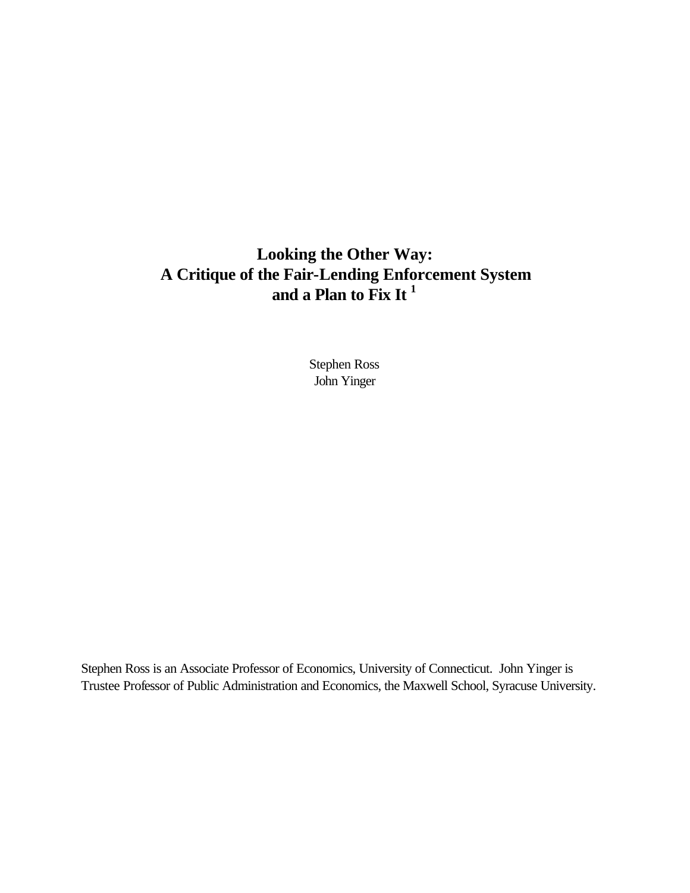# Looking the Other Way: A Critique of the Fair-Lending Enforcement System and a Plan to Fix It [1]

Stephen Ross
John Yinger

Stephen Ross is an Associate Professor of Economics, University of Connecticut. John Yinger is Trustee Professor of Public Administration and Economics, the Maxwell School, Syracuse University.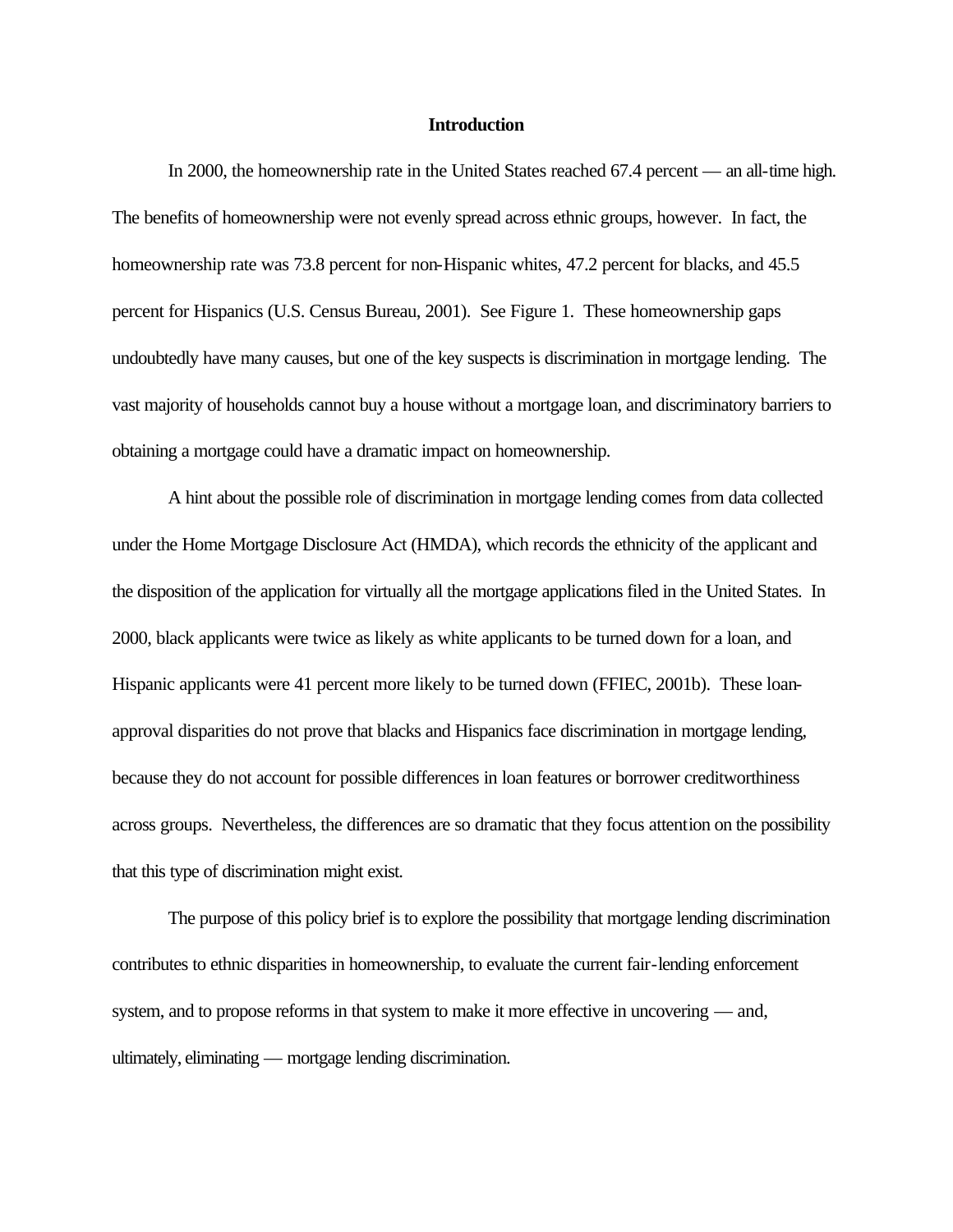## Introduction

In 2000, the homeownership rate in the United States reached 67.4 percent — an all-time high. The benefits of homeownership were not evenly spread across ethnic groups, however. In fact, the homeownership rate was 73.8 percent for non-Hispanic whites, 47.2 percent for blacks, and 45.5 percent for Hispanics (U.S. Census Bureau, 2001). See Figure 1. These homeownership gaps undoubtedly have many causes, but one of the key suspects is discrimination in mortgage lending. The vast majority of households cannot buy a house without a mortgage loan, and discriminatory barriers to obtaining a mortgage could have a dramatic impact on homeownership.

A hint about the possible role of discrimination in mortgage lending comes from data collected under the Home Mortgage Disclosure Act (HMDA), which records the ethnicity of the applicant and the disposition of the application for virtually all the mortgage applications filed in the United States. In 2000, black applicants were twice as likely as white applicants to be turned down for a loan, and Hispanic applicants were 41 percent more likely to be turned down (FFIEC, 2001b). These loan-approval disparities do not prove that blacks and Hispanics face discrimination in mortgage lending, because they do not account for possible differences in loan features or borrower creditworthiness across groups. Nevertheless, the differences are so dramatic that they focus attention on the possibility that this type of discrimination might exist.

The purpose of this policy brief is to explore the possibility that mortgage lending discrimination contributes to ethnic disparities in homeownership, to evaluate the current fair-lending enforcement system, and to propose reforms in that system to make it more effective in uncovering — and, ultimately, eliminating — mortgage lending discrimination.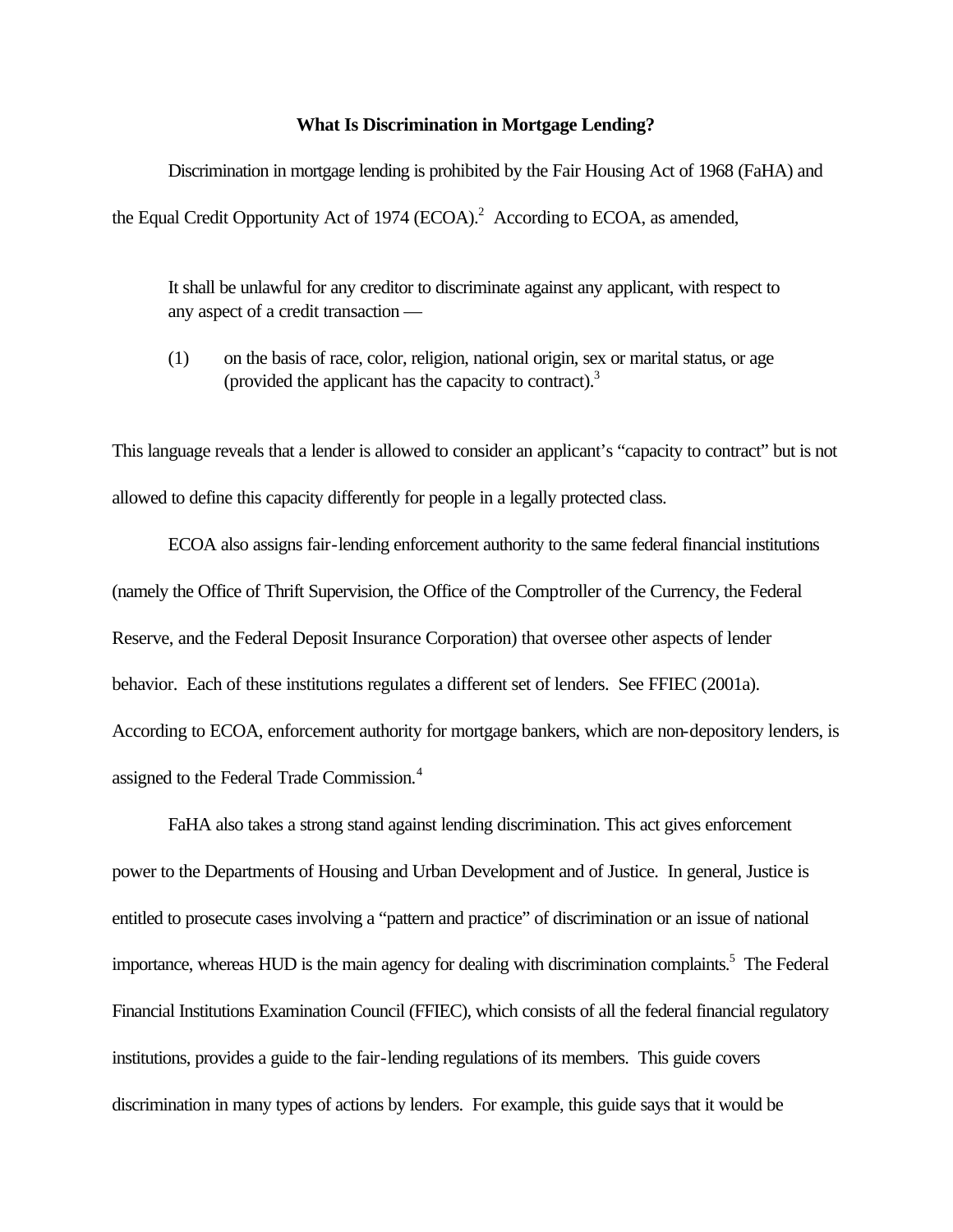### What Is Discrimination in Mortgage Lending?

Discrimination in mortgage lending is prohibited by the Fair Housing Act of 1968 (FaHA) and the Equal Credit Opportunity Act of 1974 (ECOA).[2] According to ECOA, as amended,

> It shall be unlawful for any creditor to discriminate against any applicant, with respect to any aspect of a credit transaction —
>
> (1) on the basis of race, color, religion, national origin, sex or marital status, or age (provided the applicant has the capacity to contract).[3]

This language reveals that a lender is allowed to consider an applicant's "capacity to contract" but is not allowed to define this capacity differently for people in a legally protected class.

ECOA also assigns fair-lending enforcement authority to the same federal financial institutions (namely the Office of Thrift Supervision, the Office of the Comptroller of the Currency, the Federal Reserve, and the Federal Deposit Insurance Corporation) that oversee other aspects of lender behavior. Each of these institutions regulates a different set of lenders. See FFIEC (2001a). According to ECOA, enforcement authority for mortgage bankers, which are non-depository lenders, is assigned to the Federal Trade Commission.[4]

FaHA also takes a strong stand against lending discrimination. This act gives enforcement power to the Departments of Housing and Urban Development and of Justice. In general, Justice is entitled to prosecute cases involving a "pattern and practice" of discrimination or an issue of national importance, whereas HUD is the main agency for dealing with discrimination complaints.[5] The Federal Financial Institutions Examination Council (FFIEC), which consists of all the federal financial regulatory institutions, provides a guide to the fair-lending regulations of its members. This guide covers discrimination in many types of actions by lenders. For example, this guide says that it would be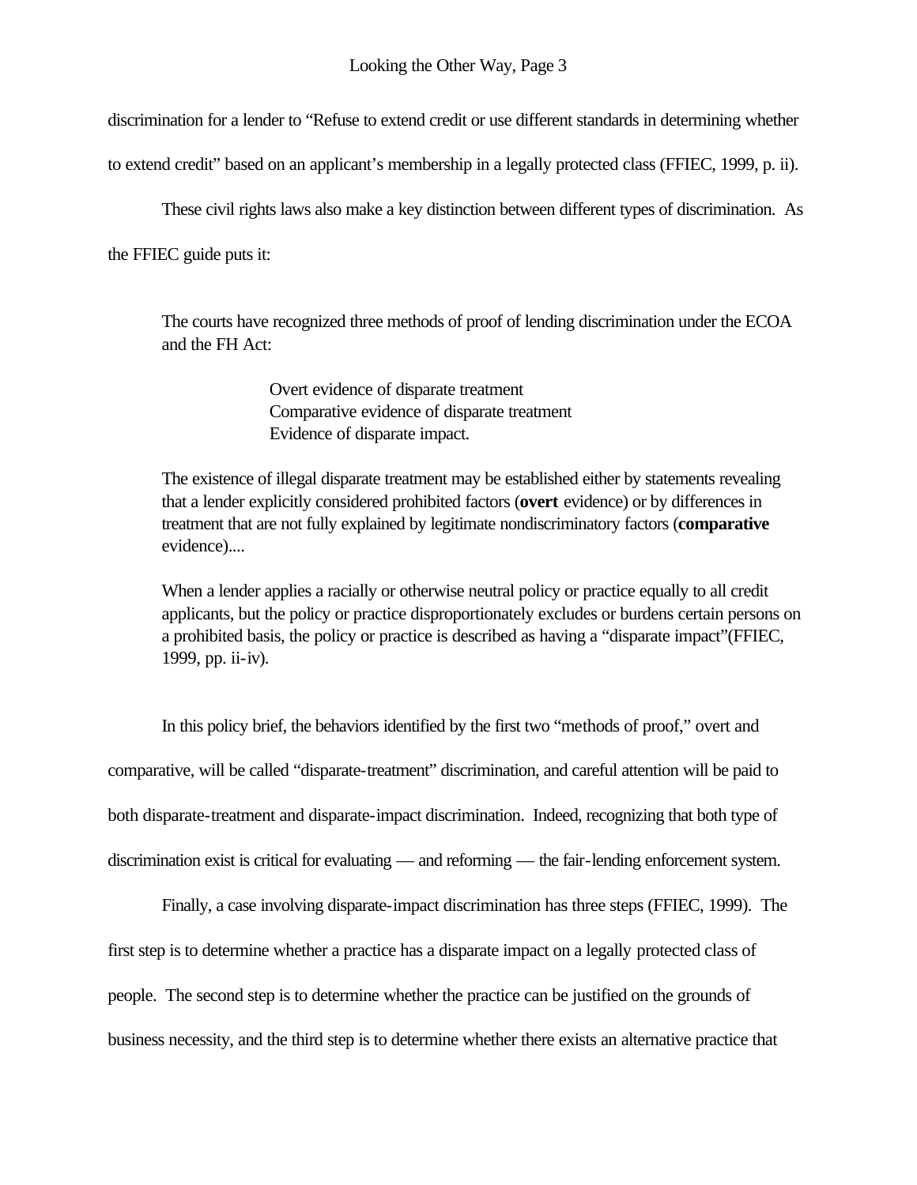discrimination for a lender to "Refuse to extend credit or use different standards in determining whether to extend credit" based on an applicant's membership in a legally protected class (FFIEC, 1999, p. ii).

These civil rights laws also make a key distinction between different types of discrimination. As the FFIEC guide puts it:

> The courts have recognized three methods of proof of lending discrimination under the ECOA and the FH Act:
>
> Overt evidence of disparate treatment
> Comparative evidence of disparate treatment
> Evidence of disparate impact.
>
> The existence of illegal disparate treatment may be established either by statements revealing that a lender explicitly considered prohibited factors (**overt** evidence) or by differences in treatment that are not fully explained by legitimate nondiscriminatory factors (**comparative** evidence)....
>
> When a lender applies a racially or otherwise neutral policy or practice equally to all credit applicants, but the policy or practice disproportionately excludes or burdens certain persons on a prohibited basis, the policy or practice is described as having a "disparate impact"(FFIEC, 1999, pp. ii-iv).

In this policy brief, the behaviors identified by the first two "methods of proof," overt and comparative, will be called "disparate-treatment" discrimination, and careful attention will be paid to both disparate-treatment and disparate-impact discrimination. Indeed, recognizing that both type of discrimination exist is critical for evaluating — and reforming — the fair-lending enforcement system.

Finally, a case involving disparate-impact discrimination has three steps (FFIEC, 1999). The first step is to determine whether a practice has a disparate impact on a legally protected class of people. The second step is to determine whether the practice can be justified on the grounds of business necessity, and the third step is to determine whether there exists an alternative practice that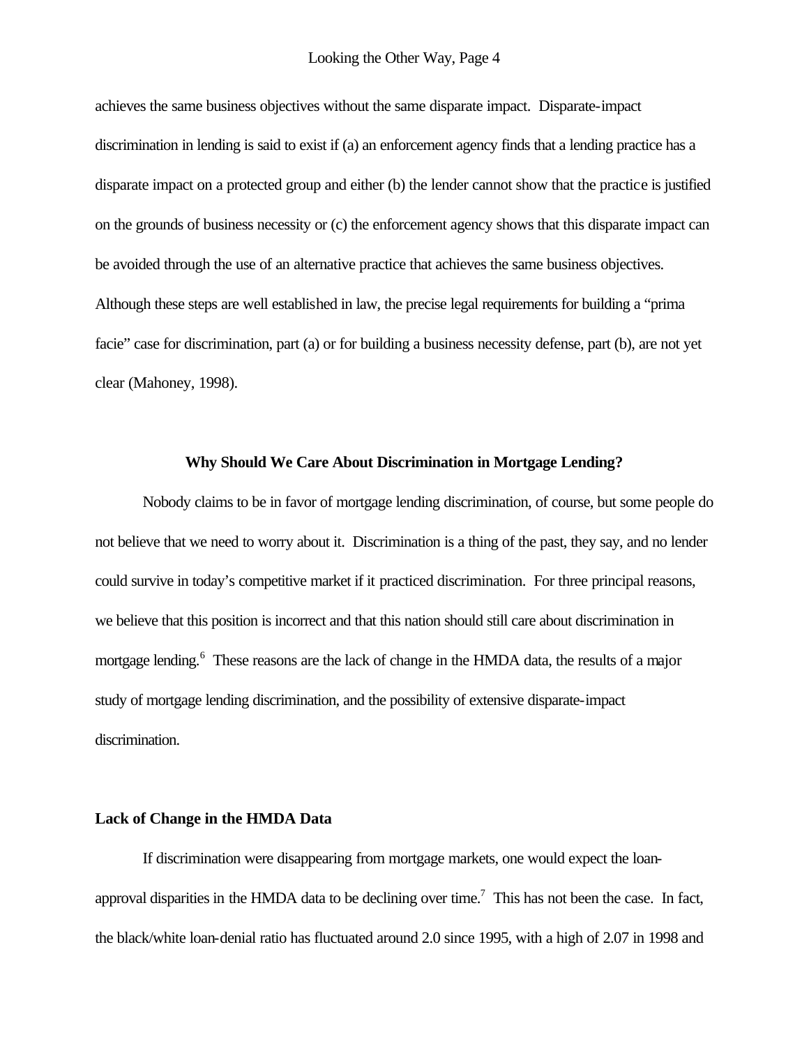achieves the same business objectives without the same disparate impact. Disparate-impact discrimination in lending is said to exist if (a) an enforcement agency finds that a lending practice has a disparate impact on a protected group and either (b) the lender cannot show that the practice is justified on the grounds of business necessity or (c) the enforcement agency shows that this disparate impact can be avoided through the use of an alternative practice that achieves the same business objectives. Although these steps are well established in law, the precise legal requirements for building a "prima facie" case for discrimination, part (a) or for building a business necessity defense, part (b), are not yet clear (Mahoney, 1998).

## Why Should We Care About Discrimination in Mortgage Lending?

Nobody claims to be in favor of mortgage lending discrimination, of course, but some people do not believe that we need to worry about it. Discrimination is a thing of the past, they say, and no lender could survive in today's competitive market if it practiced discrimination. For three principal reasons, we believe that this position is incorrect and that this nation should still care about discrimination in mortgage lending.[6] These reasons are the lack of change in the HMDA data, the results of a major study of mortgage lending discrimination, and the possibility of extensive disparate-impact discrimination.

### Lack of Change in the HMDA Data

If discrimination were disappearing from mortgage markets, one would expect the loan-approval disparities in the HMDA data to be declining over time.[7] This has not been the case. In fact, the black/white loan-denial ratio has fluctuated around 2.0 since 1995, with a high of 2.07 in 1998 and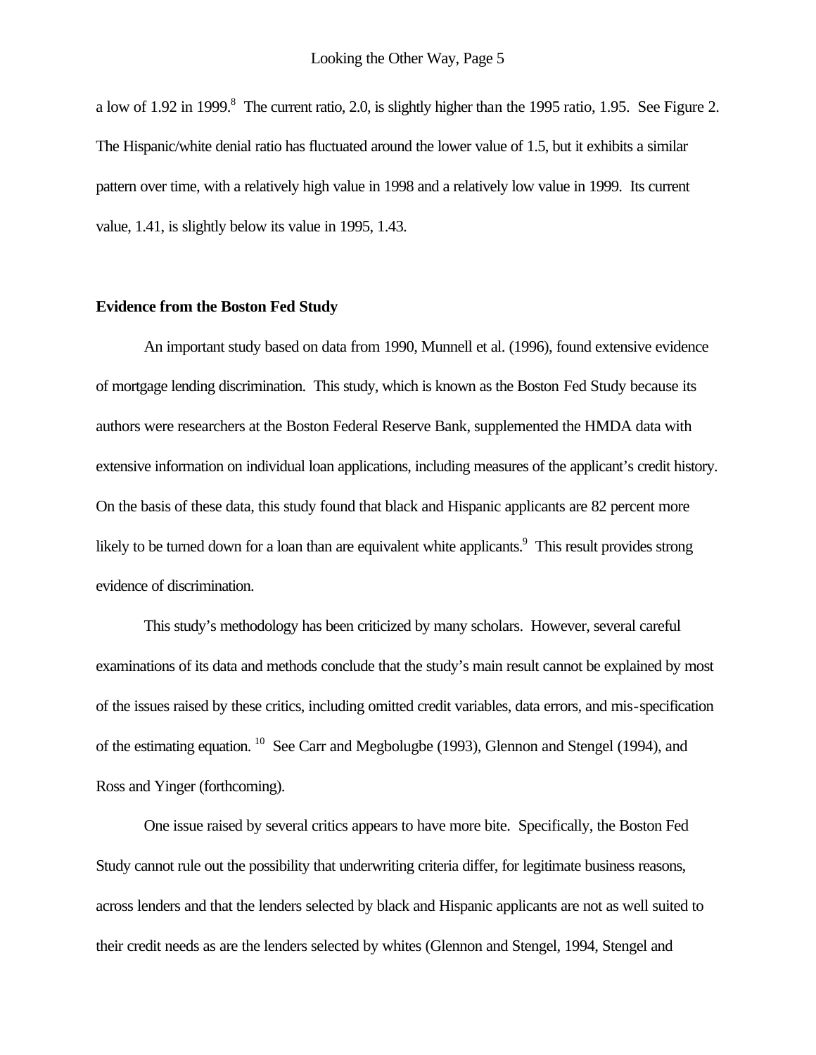a low of 1.92 in 1999.[8] The current ratio, 2.0, is slightly higher than the 1995 ratio, 1.95. See Figure 2. The Hispanic/white denial ratio has fluctuated around the lower value of 1.5, but it exhibits a similar pattern over time, with a relatively high value in 1998 and a relatively low value in 1999. Its current value, 1.41, is slightly below its value in 1995, 1.43.

**Evidence from the Boston Fed Study**

An important study based on data from 1990, Munnell et al. (1996), found extensive evidence of mortgage lending discrimination. This study, which is known as the Boston Fed Study because its authors were researchers at the Boston Federal Reserve Bank, supplemented the HMDA data with extensive information on individual loan applications, including measures of the applicant's credit history. On the basis of these data, this study found that black and Hispanic applicants are 82 percent more likely to be turned down for a loan than are equivalent white applicants.[9] This result provides strong evidence of discrimination.

This study's methodology has been criticized by many scholars. However, several careful examinations of its data and methods conclude that the study's main result cannot be explained by most of the issues raised by these critics, including omitted credit variables, data errors, and mis-specification of the estimating equation.[10] See Carr and Megbolugbe (1993), Glennon and Stengel (1994), and Ross and Yinger (forthcoming).

One issue raised by several critics appears to have more bite. Specifically, the Boston Fed Study cannot rule out the possibility that underwriting criteria differ, for legitimate business reasons, across lenders and that the lenders selected by black and Hispanic applicants are not as well suited to their credit needs as are the lenders selected by whites (Glennon and Stengel, 1994, Stengel and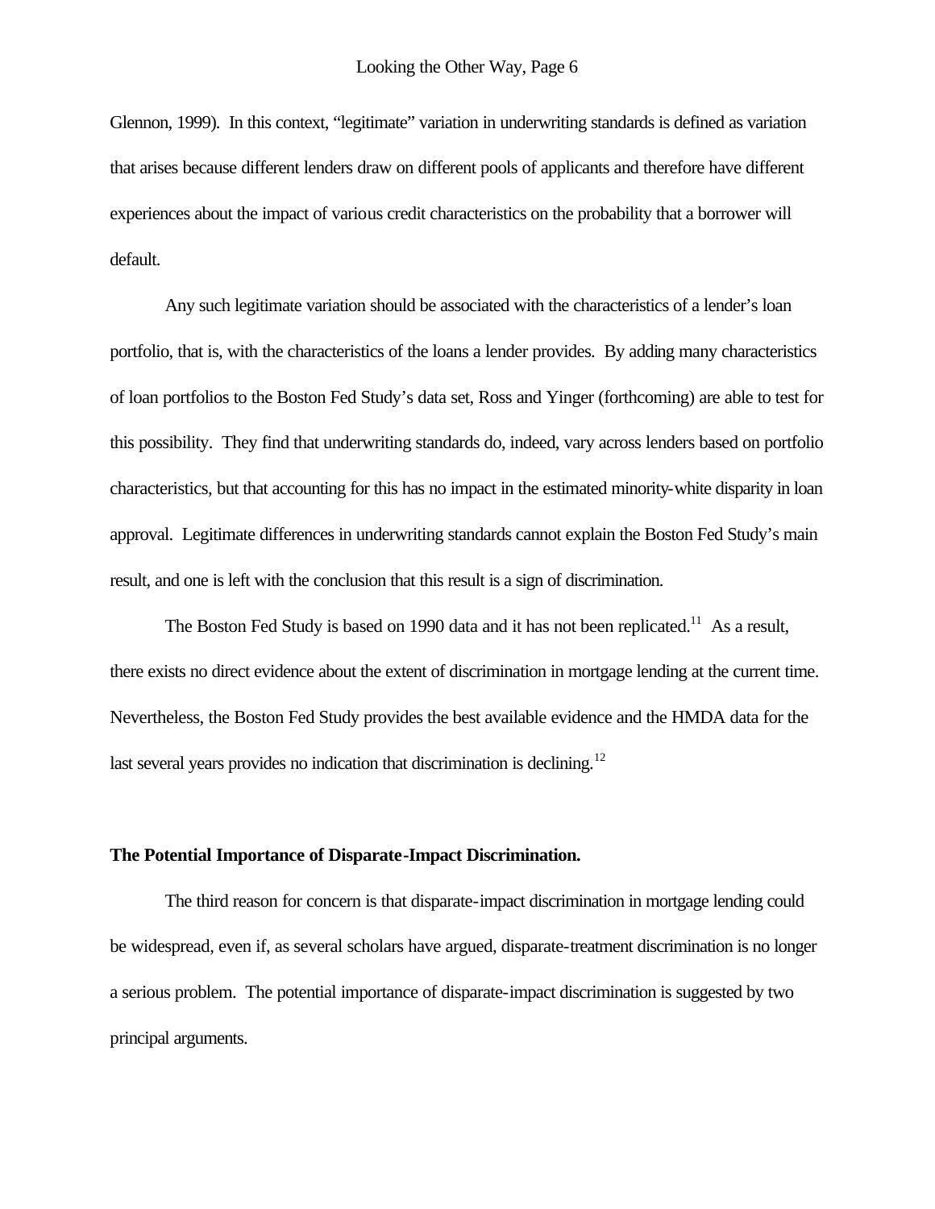Glennon, 1999). In this context, "legitimate" variation in underwriting standards is defined as variation that arises because different lenders draw on different pools of applicants and therefore have different experiences about the impact of various credit characteristics on the probability that a borrower will default.

Any such legitimate variation should be associated with the characteristics of a lender's loan portfolio, that is, with the characteristics of the loans a lender provides. By adding many characteristics of loan portfolios to the Boston Fed Study's data set, Ross and Yinger (forthcoming) are able to test for this possibility. They find that underwriting standards do, indeed, vary across lenders based on portfolio characteristics, but that accounting for this has no impact in the estimated minority-white disparity in loan approval. Legitimate differences in underwriting standards cannot explain the Boston Fed Study's main result, and one is left with the conclusion that this result is a sign of discrimination.

The Boston Fed Study is based on 1990 data and it has not been replicated.[11] As a result, there exists no direct evidence about the extent of discrimination in mortgage lending at the current time. Nevertheless, the Boston Fed Study provides the best available evidence and the HMDA data for the last several years provides no indication that discrimination is declining.[12]

**The Potential Importance of Disparate-Impact Discrimination.**

The third reason for concern is that disparate-impact discrimination in mortgage lending could be widespread, even if, as several scholars have argued, disparate-treatment discrimination is no longer a serious problem. The potential importance of disparate-impact discrimination is suggested by two principal arguments.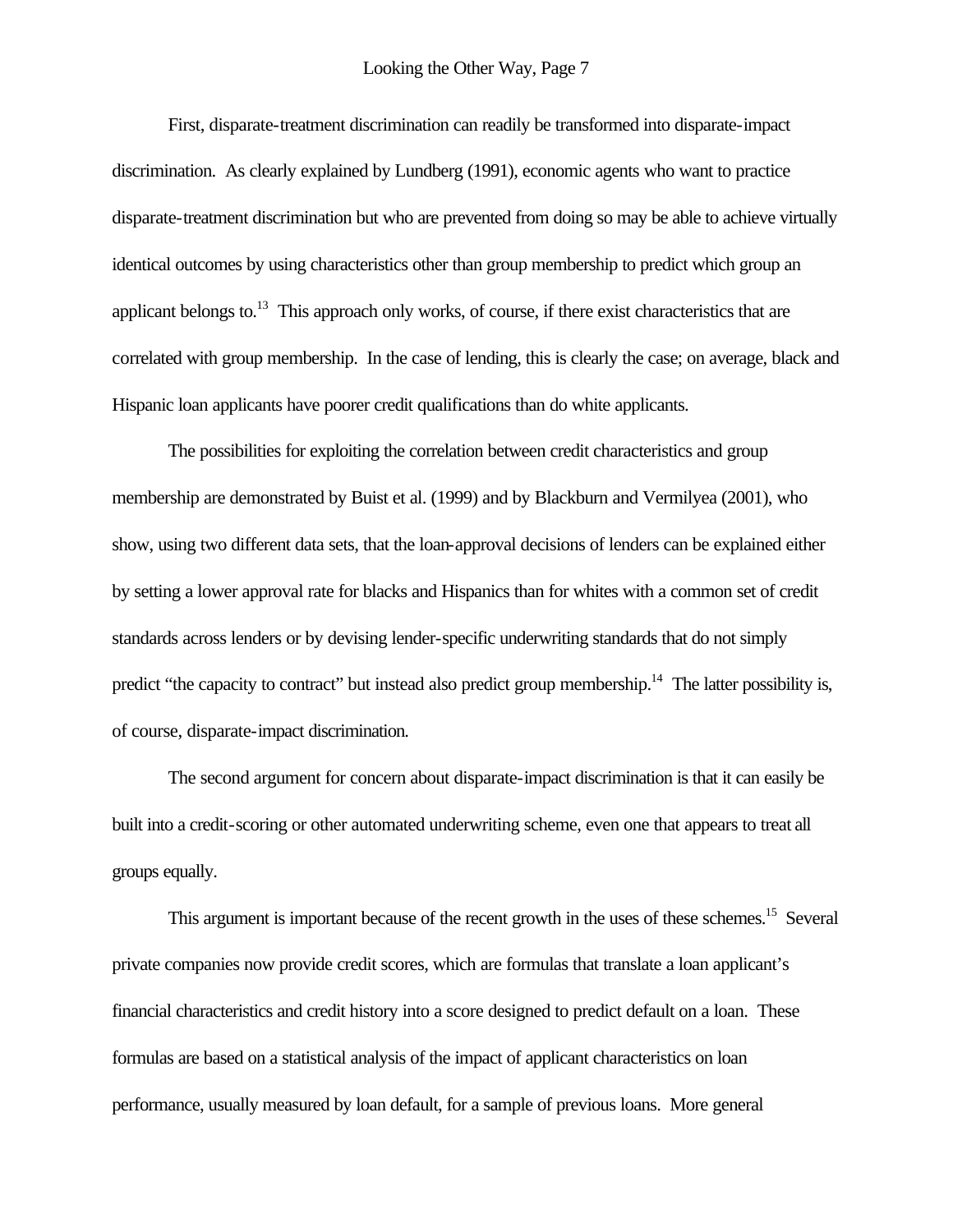First, disparate-treatment discrimination can readily be transformed into disparate-impact discrimination. As clearly explained by Lundberg (1991), economic agents who want to practice disparate-treatment discrimination but who are prevented from doing so may be able to achieve virtually identical outcomes by using characteristics other than group membership to predict which group an applicant belongs to.[13] This approach only works, of course, if there exist characteristics that are correlated with group membership. In the case of lending, this is clearly the case; on average, black and Hispanic loan applicants have poorer credit qualifications than do white applicants.

The possibilities for exploiting the correlation between credit characteristics and group membership are demonstrated by Buist et al. (1999) and by Blackburn and Vermilyea (2001), who show, using two different data sets, that the loan-approval decisions of lenders can be explained either by setting a lower approval rate for blacks and Hispanics than for whites with a common set of credit standards across lenders or by devising lender-specific underwriting standards that do not simply predict "the capacity to contract" but instead also predict group membership.[14] The latter possibility is, of course, disparate-impact discrimination.

The second argument for concern about disparate-impact discrimination is that it can easily be built into a credit-scoring or other automated underwriting scheme, even one that appears to treat all groups equally.

This argument is important because of the recent growth in the uses of these schemes.[15] Several private companies now provide credit scores, which are formulas that translate a loan applicant's financial characteristics and credit history into a score designed to predict default on a loan. These formulas are based on a statistical analysis of the impact of applicant characteristics on loan performance, usually measured by loan default, for a sample of previous loans. More general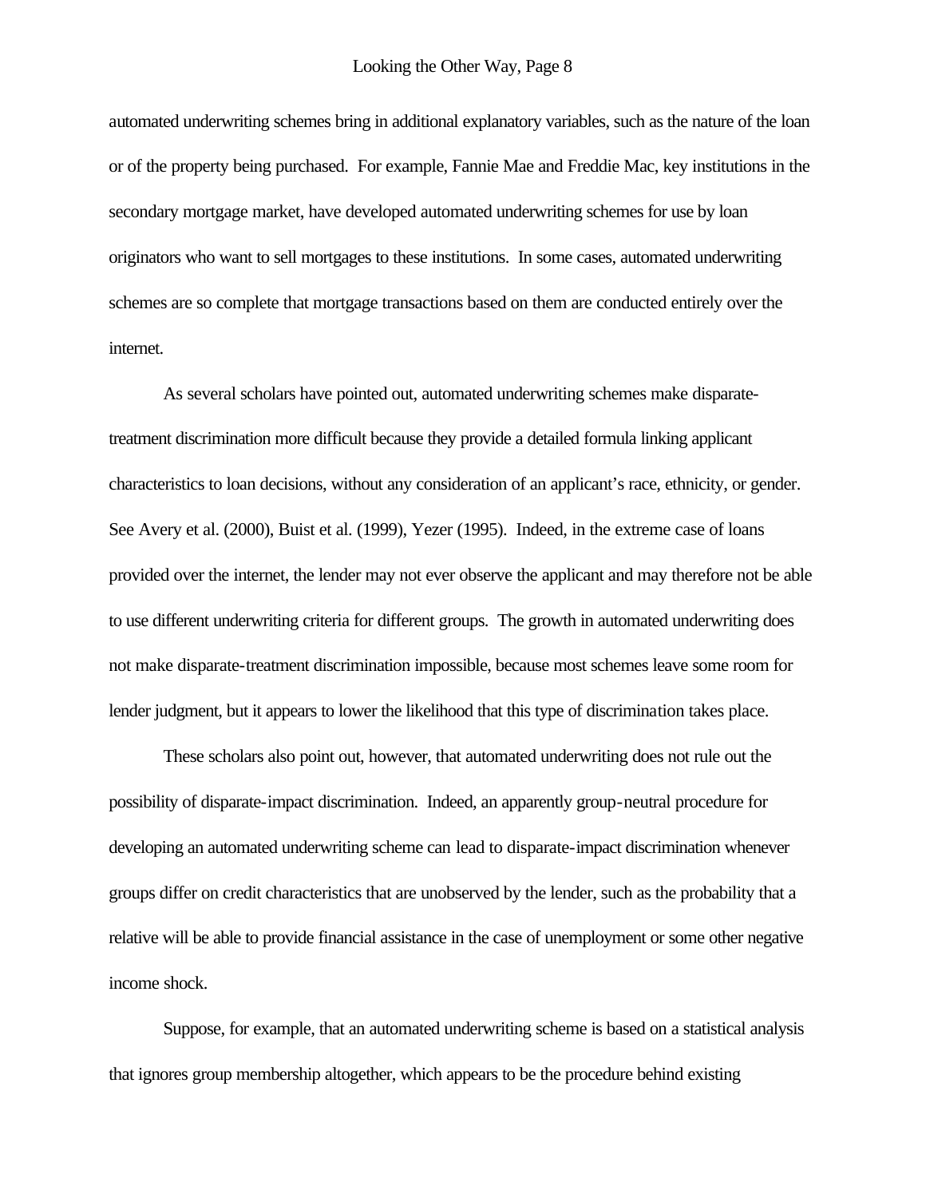automated underwriting schemes bring in additional explanatory variables, such as the nature of the loan or of the property being purchased. For example, Fannie Mae and Freddie Mac, key institutions in the secondary mortgage market, have developed automated underwriting schemes for use by loan originators who want to sell mortgages to these institutions. In some cases, automated underwriting schemes are so complete that mortgage transactions based on them are conducted entirely over the internet.

As several scholars have pointed out, automated underwriting schemes make disparate-treatment discrimination more difficult because they provide a detailed formula linking applicant characteristics to loan decisions, without any consideration of an applicant's race, ethnicity, or gender. See Avery et al. (2000), Buist et al. (1999), Yezer (1995). Indeed, in the extreme case of loans provided over the internet, the lender may not ever observe the applicant and may therefore not be able to use different underwriting criteria for different groups. The growth in automated underwriting does not make disparate-treatment discrimination impossible, because most schemes leave some room for lender judgment, but it appears to lower the likelihood that this type of discrimination takes place.

These scholars also point out, however, that automated underwriting does not rule out the possibility of disparate-impact discrimination. Indeed, an apparently group-neutral procedure for developing an automated underwriting scheme can lead to disparate-impact discrimination whenever groups differ on credit characteristics that are unobserved by the lender, such as the probability that a relative will be able to provide financial assistance in the case of unemployment or some other negative income shock.

Suppose, for example, that an automated underwriting scheme is based on a statistical analysis that ignores group membership altogether, which appears to be the procedure behind existing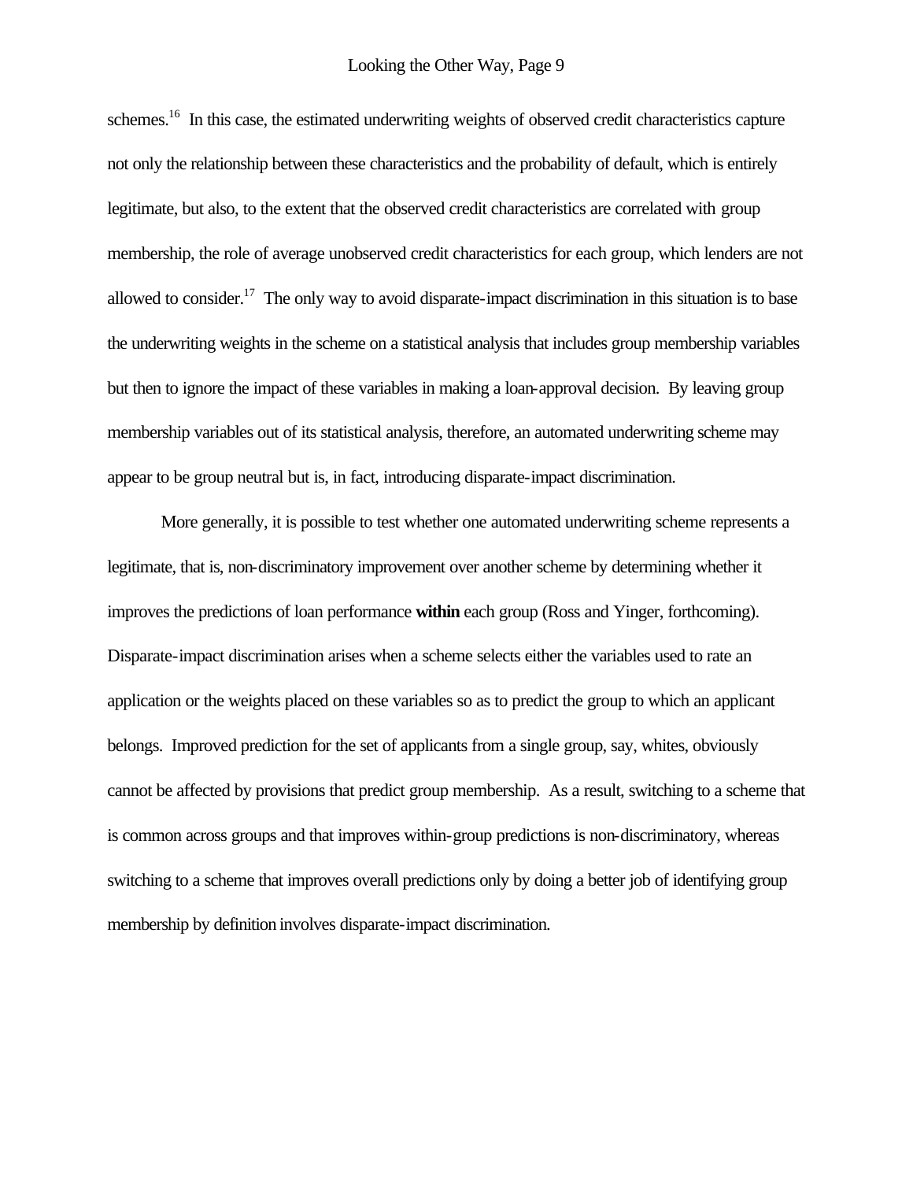schemes.[16] In this case, the estimated underwriting weights of observed credit characteristics capture not only the relationship between these characteristics and the probability of default, which is entirely legitimate, but also, to the extent that the observed credit characteristics are correlated with group membership, the role of average unobserved credit characteristics for each group, which lenders are not allowed to consider.[17] The only way to avoid disparate-impact discrimination in this situation is to base the underwriting weights in the scheme on a statistical analysis that includes group membership variables but then to ignore the impact of these variables in making a loan-approval decision. By leaving group membership variables out of its statistical analysis, therefore, an automated underwriting scheme may appear to be group neutral but is, in fact, introducing disparate-impact discrimination.

More generally, it is possible to test whether one automated underwriting scheme represents a legitimate, that is, non-discriminatory improvement over another scheme by determining whether it improves the predictions of loan performance **within** each group (Ross and Yinger, forthcoming). Disparate-impact discrimination arises when a scheme selects either the variables used to rate an application or the weights placed on these variables so as to predict the group to which an applicant belongs. Improved prediction for the set of applicants from a single group, say, whites, obviously cannot be affected by provisions that predict group membership. As a result, switching to a scheme that is common across groups and that improves within-group predictions is non-discriminatory, whereas switching to a scheme that improves overall predictions only by doing a better job of identifying group membership by definition involves disparate-impact discrimination.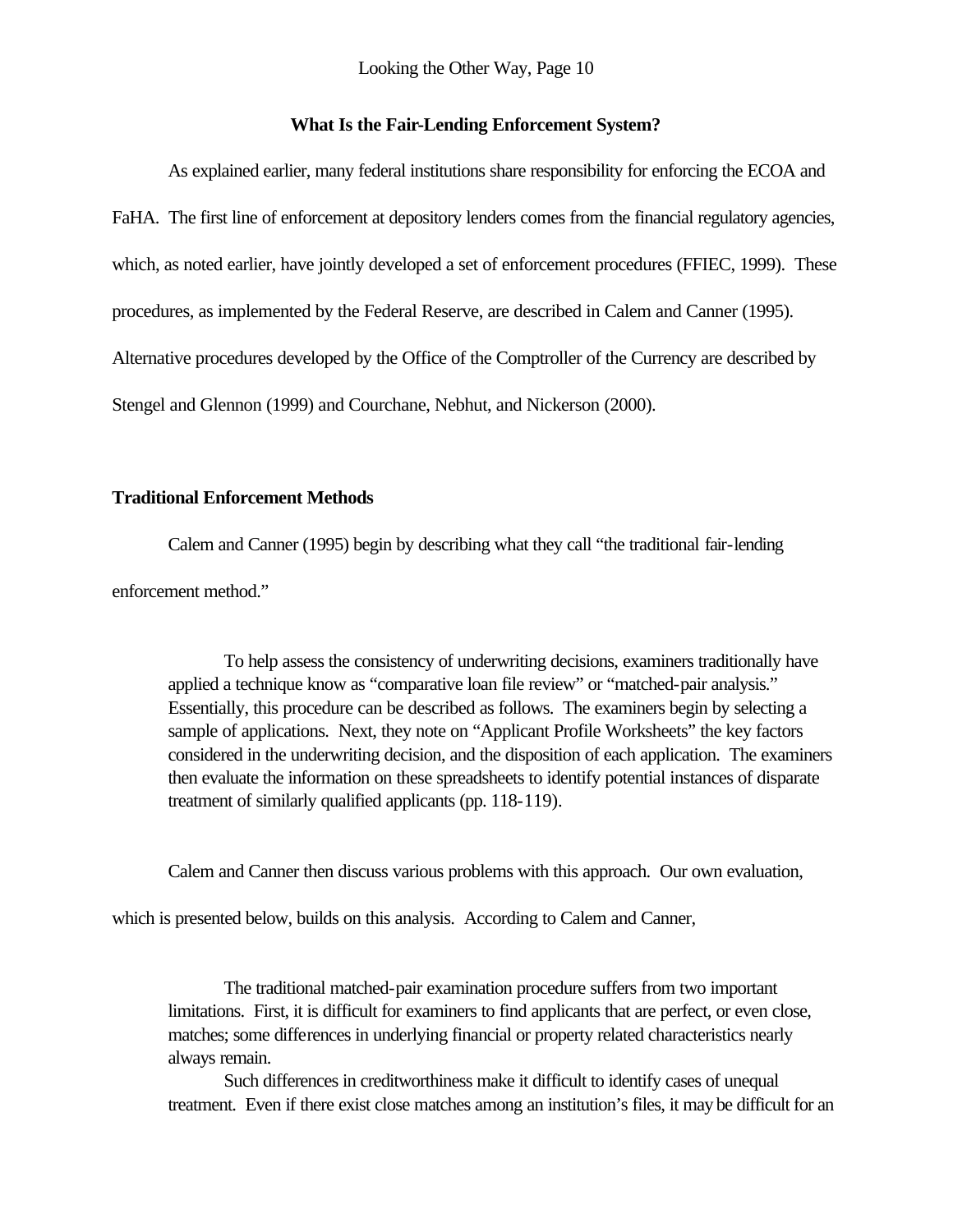## What Is the Fair-Lending Enforcement System?

As explained earlier, many federal institutions share responsibility for enforcing the ECOA and FaHA. The first line of enforcement at depository lenders comes from the financial regulatory agencies, which, as noted earlier, have jointly developed a set of enforcement procedures (FFIEC, 1999). These procedures, as implemented by the Federal Reserve, are described in Calem and Canner (1995). Alternative procedures developed by the Office of the Comptroller of the Currency are described by Stengel and Glennon (1999) and Courchane, Nebhut, and Nickerson (2000).

### Traditional Enforcement Methods

Calem and Canner (1995) begin by describing what they call "the traditional fair-lending enforcement method."

> To help assess the consistency of underwriting decisions, examiners traditionally have applied a technique know as "comparative loan file review" or "matched-pair analysis." Essentially, this procedure can be described as follows. The examiners begin by selecting a sample of applications. Next, they note on "Applicant Profile Worksheets" the key factors considered in the underwriting decision, and the disposition of each application. The examiners then evaluate the information on these spreadsheets to identify potential instances of disparate treatment of similarly qualified applicants (pp. 118-119).

Calem and Canner then discuss various problems with this approach. Our own evaluation, which is presented below, builds on this analysis. According to Calem and Canner,

> The traditional matched-pair examination procedure suffers from two important limitations. First, it is difficult for examiners to find applicants that are perfect, or even close, matches; some differences in underlying financial or property related characteristics nearly always remain.
>
> Such differences in creditworthiness make it difficult to identify cases of unequal treatment. Even if there exist close matches among an institution's files, it may be difficult for an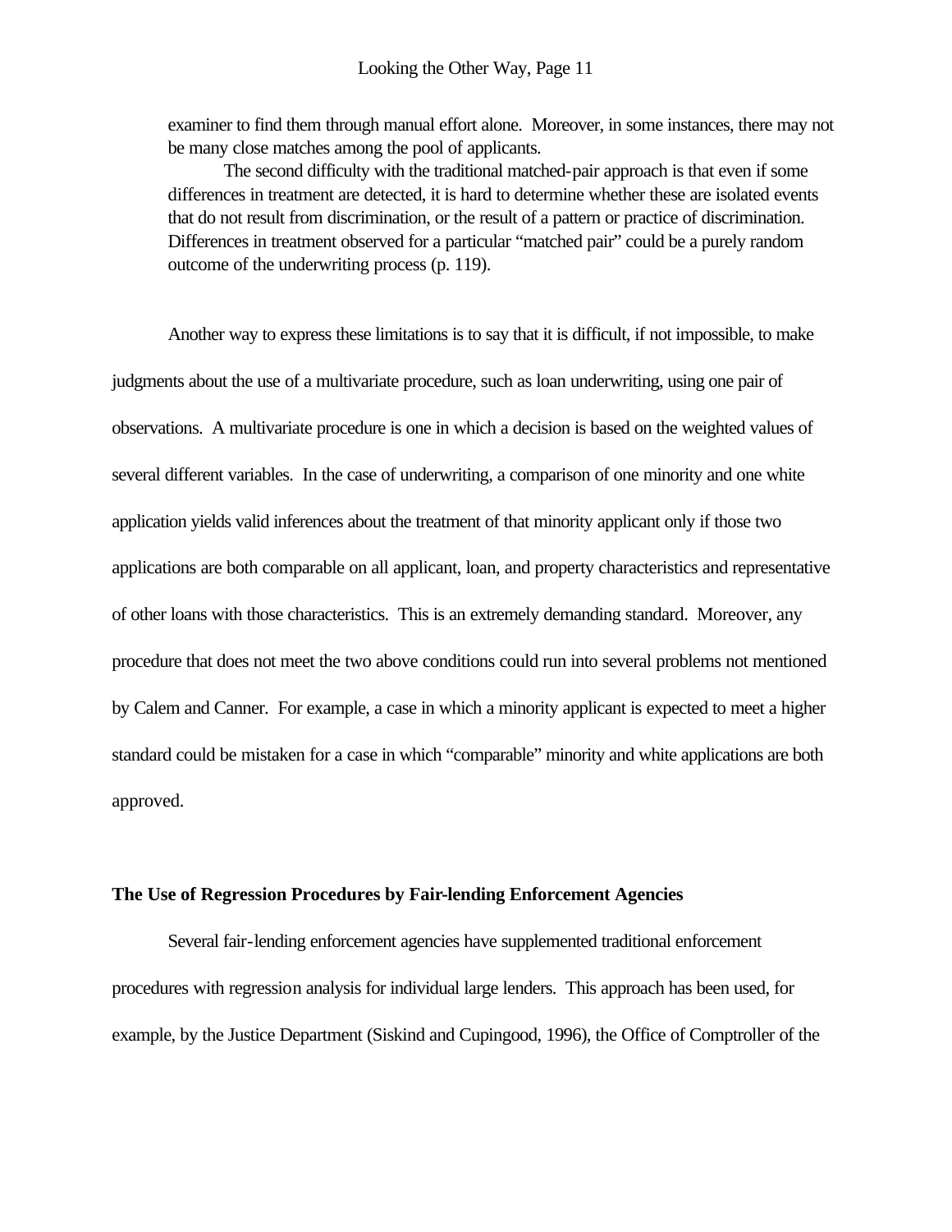> examiner to find them through manual effort alone. Moreover, in some instances, there may not be many close matches among the pool of applicants.
>
> The second difficulty with the traditional matched-pair approach is that even if some differences in treatment are detected, it is hard to determine whether these are isolated events that do not result from discrimination, or the result of a pattern or practice of discrimination. Differences in treatment observed for a particular "matched pair" could be a purely random outcome of the underwriting process (p. 119).

Another way to express these limitations is to say that it is difficult, if not impossible, to make judgments about the use of a multivariate procedure, such as loan underwriting, using one pair of observations. A multivariate procedure is one in which a decision is based on the weighted values of several different variables. In the case of underwriting, a comparison of one minority and one white application yields valid inferences about the treatment of that minority applicant only if those two applications are both comparable on all applicant, loan, and property characteristics and representative of other loans with those characteristics. This is an extremely demanding standard. Moreover, any procedure that does not meet the two above conditions could run into several problems not mentioned by Calem and Canner. For example, a case in which a minority applicant is expected to meet a higher standard could be mistaken for a case in which "comparable" minority and white applications are both approved.

**The Use of Regression Procedures by Fair-lending Enforcement Agencies**

Several fair-lending enforcement agencies have supplemented traditional enforcement procedures with regression analysis for individual large lenders. This approach has been used, for example, by the Justice Department (Siskind and Cupingood, 1996), the Office of Comptroller of the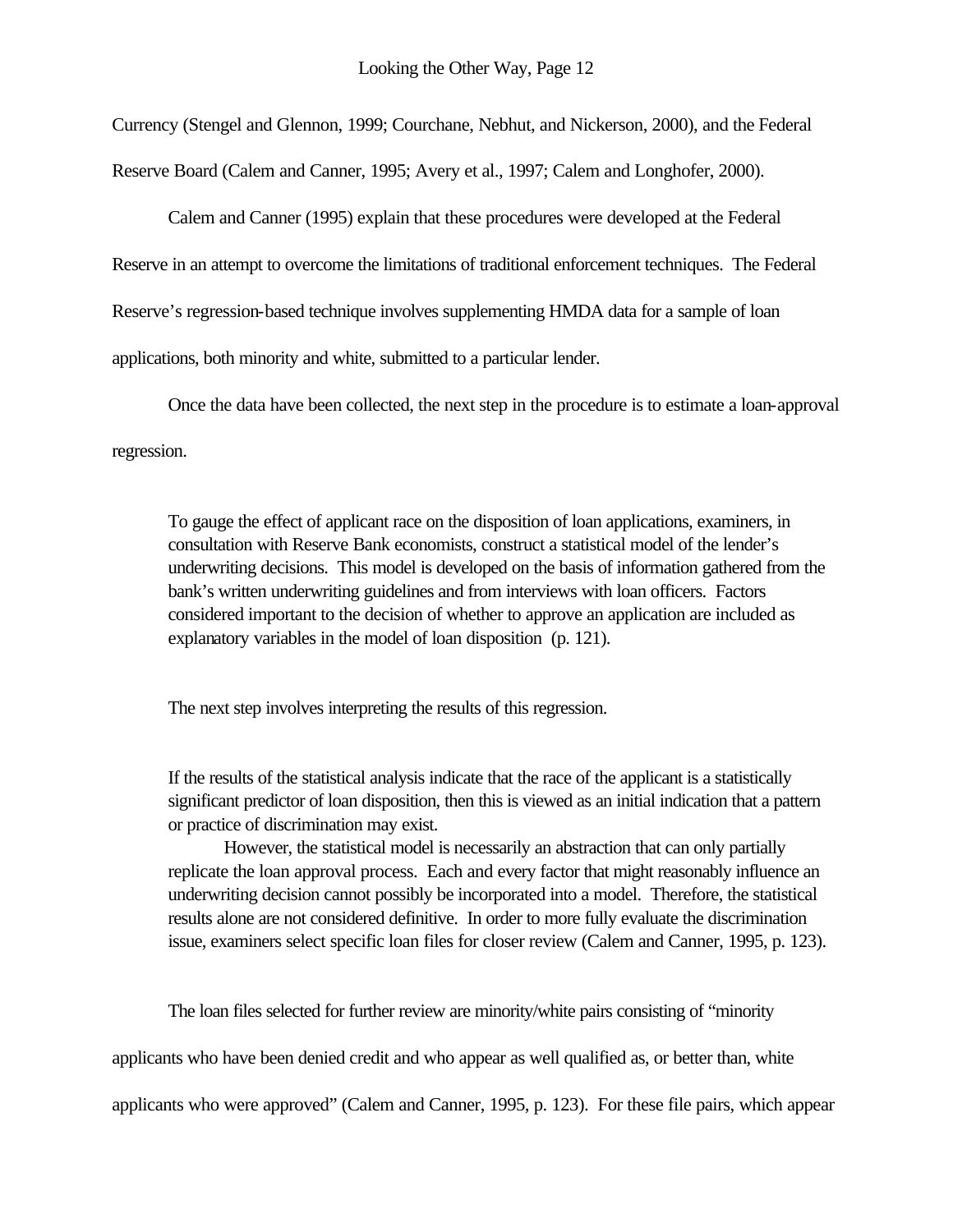Currency (Stengel and Glennon, 1999; Courchane, Nebhut, and Nickerson, 2000), and the Federal Reserve Board (Calem and Canner, 1995; Avery et al., 1997; Calem and Longhofer, 2000).

Calem and Canner (1995) explain that these procedures were developed at the Federal Reserve in an attempt to overcome the limitations of traditional enforcement techniques. The Federal Reserve's regression-based technique involves supplementing HMDA data for a sample of loan applications, both minority and white, submitted to a particular lender.

Once the data have been collected, the next step in the procedure is to estimate a loan-approval regression.

> To gauge the effect of applicant race on the disposition of loan applications, examiners, in consultation with Reserve Bank economists, construct a statistical model of the lender's underwriting decisions. This model is developed on the basis of information gathered from the bank's written underwriting guidelines and from interviews with loan officers. Factors considered important to the decision of whether to approve an application are included as explanatory variables in the model of loan disposition (p. 121).

The next step involves interpreting the results of this regression.

> If the results of the statistical analysis indicate that the race of the applicant is a statistically significant predictor of loan disposition, then this is viewed as an initial indication that a pattern or practice of discrimination may exist.
>
> However, the statistical model is necessarily an abstraction that can only partially replicate the loan approval process. Each and every factor that might reasonably influence an underwriting decision cannot possibly be incorporated into a model. Therefore, the statistical results alone are not considered definitive. In order to more fully evaluate the discrimination issue, examiners select specific loan files for closer review (Calem and Canner, 1995, p. 123).

The loan files selected for further review are minority/white pairs consisting of "minority applicants who have been denied credit and who appear as well qualified as, or better than, white applicants who were approved" (Calem and Canner, 1995, p. 123). For these file pairs, which appear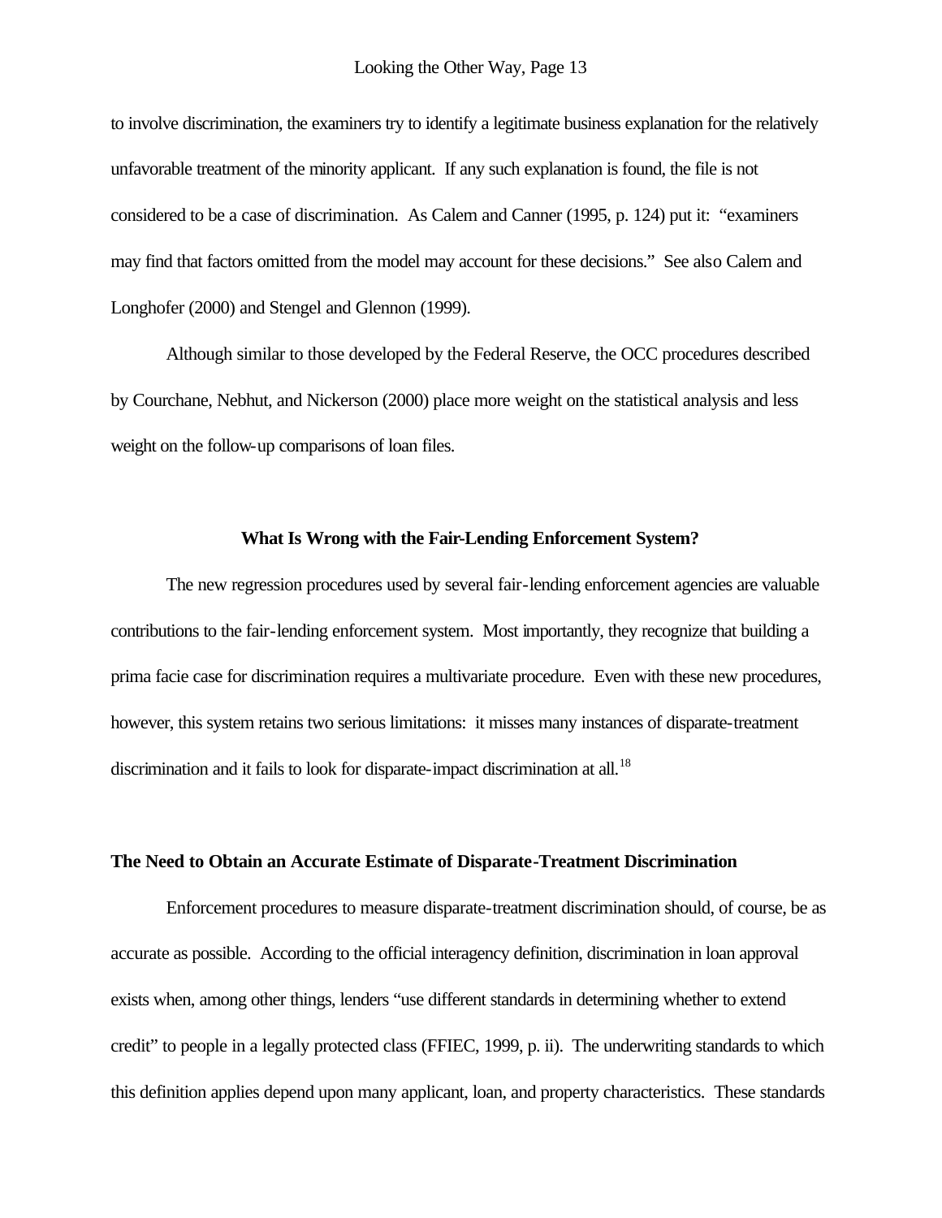to involve discrimination, the examiners try to identify a legitimate business explanation for the relatively unfavorable treatment of the minority applicant. If any such explanation is found, the file is not considered to be a case of discrimination. As Calem and Canner (1995, p. 124) put it: "examiners may find that factors omitted from the model may account for these decisions." See also Calem and Longhofer (2000) and Stengel and Glennon (1999).

Although similar to those developed by the Federal Reserve, the OCC procedures described by Courchane, Nebhut, and Nickerson (2000) place more weight on the statistical analysis and less weight on the follow-up comparisons of loan files.

## What Is Wrong with the Fair-Lending Enforcement System?

The new regression procedures used by several fair-lending enforcement agencies are valuable contributions to the fair-lending enforcement system. Most importantly, they recognize that building a prima facie case for discrimination requires a multivariate procedure. Even with these new procedures, however, this system retains two serious limitations: it misses many instances of disparate-treatment discrimination and it fails to look for disparate-impact discrimination at all.[18]

### The Need to Obtain an Accurate Estimate of Disparate-Treatment Discrimination

Enforcement procedures to measure disparate-treatment discrimination should, of course, be as accurate as possible. According to the official interagency definition, discrimination in loan approval exists when, among other things, lenders "use different standards in determining whether to extend credit" to people in a legally protected class (FFIEC, 1999, p. ii). The underwriting standards to which this definition applies depend upon many applicant, loan, and property characteristics. These standards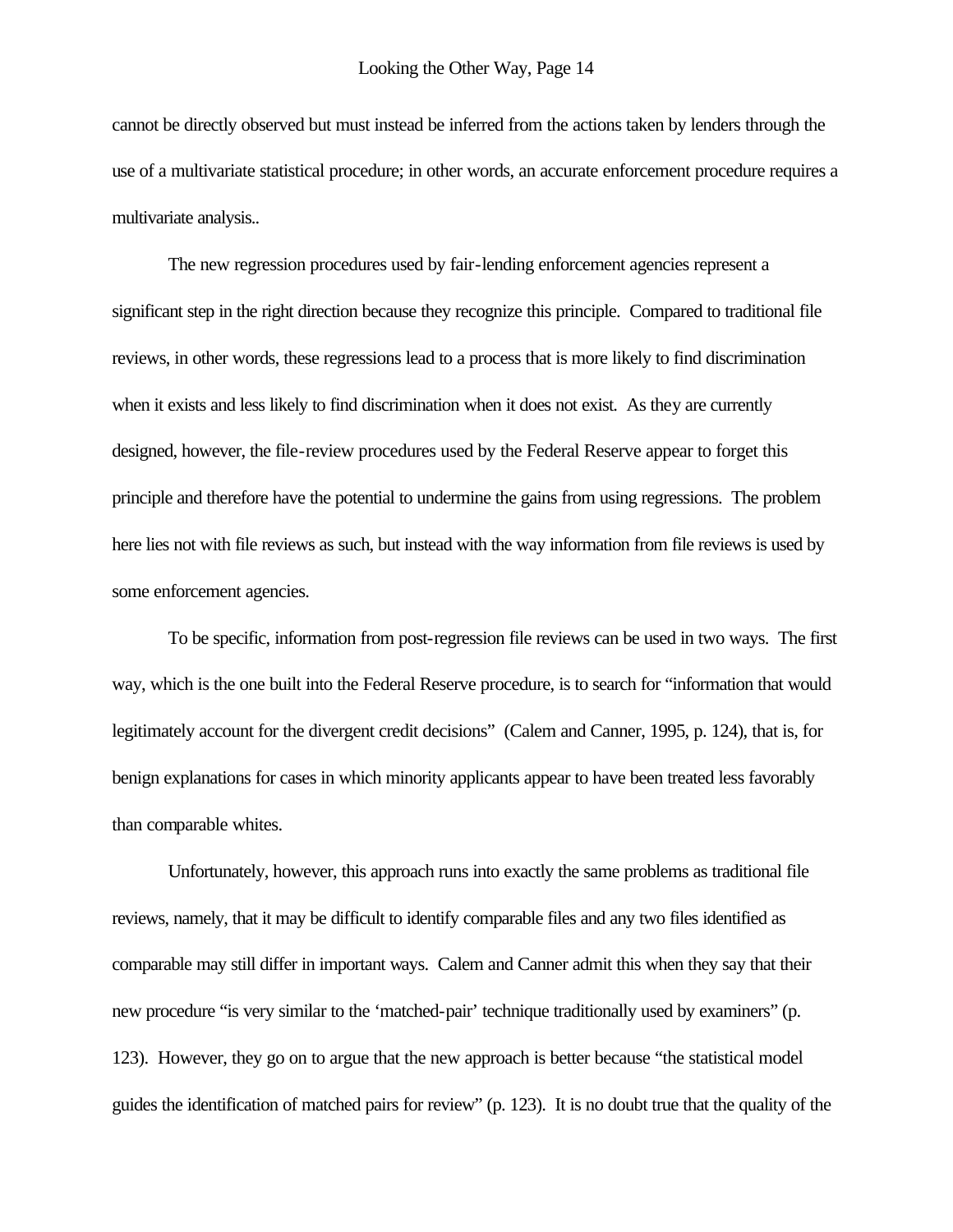cannot be directly observed but must instead be inferred from the actions taken by lenders through the use of a multivariate statistical procedure; in other words, an accurate enforcement procedure requires a multivariate analysis..

The new regression procedures used by fair-lending enforcement agencies represent a significant step in the right direction because they recognize this principle. Compared to traditional file reviews, in other words, these regressions lead to a process that is more likely to find discrimination when it exists and less likely to find discrimination when it does not exist. As they are currently designed, however, the file-review procedures used by the Federal Reserve appear to forget this principle and therefore have the potential to undermine the gains from using regressions. The problem here lies not with file reviews as such, but instead with the way information from file reviews is used by some enforcement agencies.

To be specific, information from post-regression file reviews can be used in two ways. The first way, which is the one built into the Federal Reserve procedure, is to search for "information that would legitimately account for the divergent credit decisions" (Calem and Canner, 1995, p. 124), that is, for benign explanations for cases in which minority applicants appear to have been treated less favorably than comparable whites.

Unfortunately, however, this approach runs into exactly the same problems as traditional file reviews, namely, that it may be difficult to identify comparable files and any two files identified as comparable may still differ in important ways. Calem and Canner admit this when they say that their new procedure "is very similar to the 'matched-pair' technique traditionally used by examiners" (p. 123). However, they go on to argue that the new approach is better because "the statistical model guides the identification of matched pairs for review" (p. 123). It is no doubt true that the quality of the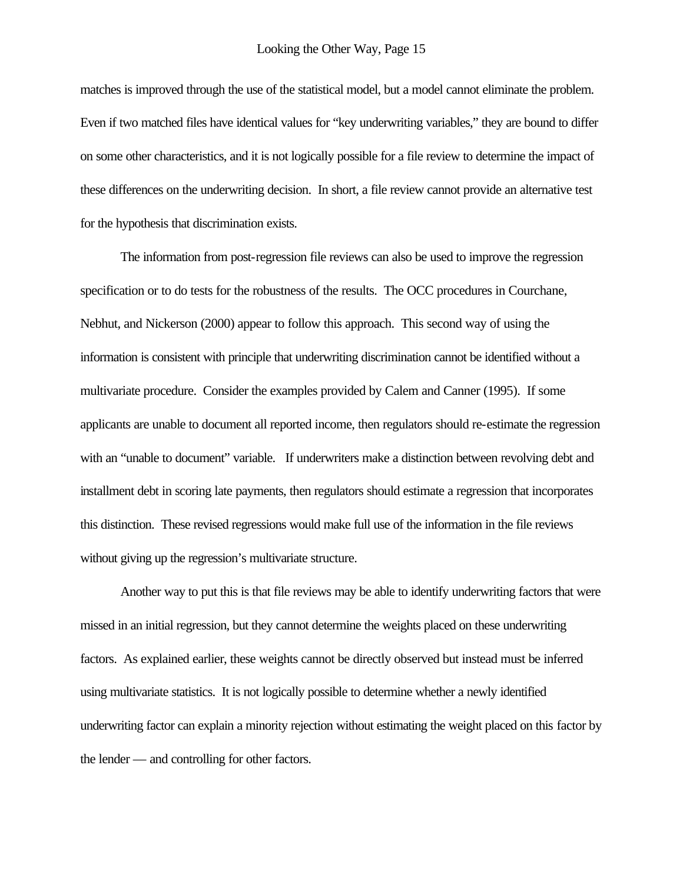matches is improved through the use of the statistical model, but a model cannot eliminate the problem. Even if two matched files have identical values for "key underwriting variables," they are bound to differ on some other characteristics, and it is not logically possible for a file review to determine the impact of these differences on the underwriting decision. In short, a file review cannot provide an alternative test for the hypothesis that discrimination exists.

The information from post-regression file reviews can also be used to improve the regression specification or to do tests for the robustness of the results. The OCC procedures in Courchane, Nebhut, and Nickerson (2000) appear to follow this approach. This second way of using the information is consistent with principle that underwriting discrimination cannot be identified without a multivariate procedure. Consider the examples provided by Calem and Canner (1995). If some applicants are unable to document all reported income, then regulators should re-estimate the regression with an "unable to document" variable. If underwriters make a distinction between revolving debt and installment debt in scoring late payments, then regulators should estimate a regression that incorporates this distinction. These revised regressions would make full use of the information in the file reviews without giving up the regression's multivariate structure.

Another way to put this is that file reviews may be able to identify underwriting factors that were missed in an initial regression, but they cannot determine the weights placed on these underwriting factors. As explained earlier, these weights cannot be directly observed but instead must be inferred using multivariate statistics. It is not logically possible to determine whether a newly identified underwriting factor can explain a minority rejection without estimating the weight placed on this factor by the lender — and controlling for other factors.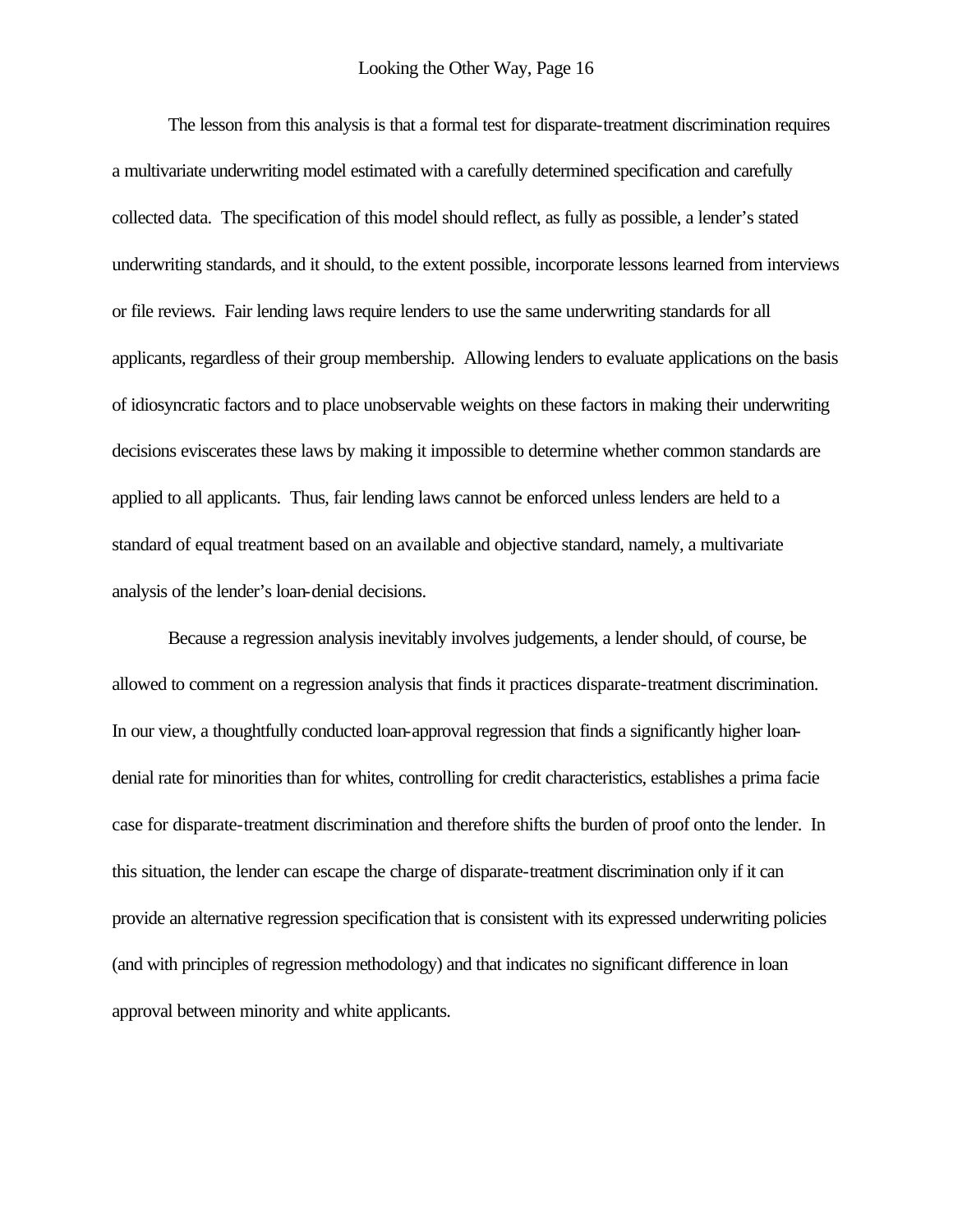The lesson from this analysis is that a formal test for disparate-treatment discrimination requires a multivariate underwriting model estimated with a carefully determined specification and carefully collected data. The specification of this model should reflect, as fully as possible, a lender's stated underwriting standards, and it should, to the extent possible, incorporate lessons learned from interviews or file reviews. Fair lending laws require lenders to use the same underwriting standards for all applicants, regardless of their group membership. Allowing lenders to evaluate applications on the basis of idiosyncratic factors and to place unobservable weights on these factors in making their underwriting decisions eviscerates these laws by making it impossible to determine whether common standards are applied to all applicants. Thus, fair lending laws cannot be enforced unless lenders are held to a standard of equal treatment based on an available and objective standard, namely, a multivariate analysis of the lender's loan-denial decisions.

Because a regression analysis inevitably involves judgements, a lender should, of course, be allowed to comment on a regression analysis that finds it practices disparate-treatment discrimination. In our view, a thoughtfully conducted loan-approval regression that finds a significantly higher loan-denial rate for minorities than for whites, controlling for credit characteristics, establishes a prima facie case for disparate-treatment discrimination and therefore shifts the burden of proof onto the lender. In this situation, the lender can escape the charge of disparate-treatment discrimination only if it can provide an alternative regression specification that is consistent with its expressed underwriting policies (and with principles of regression methodology) and that indicates no significant difference in loan approval between minority and white applicants.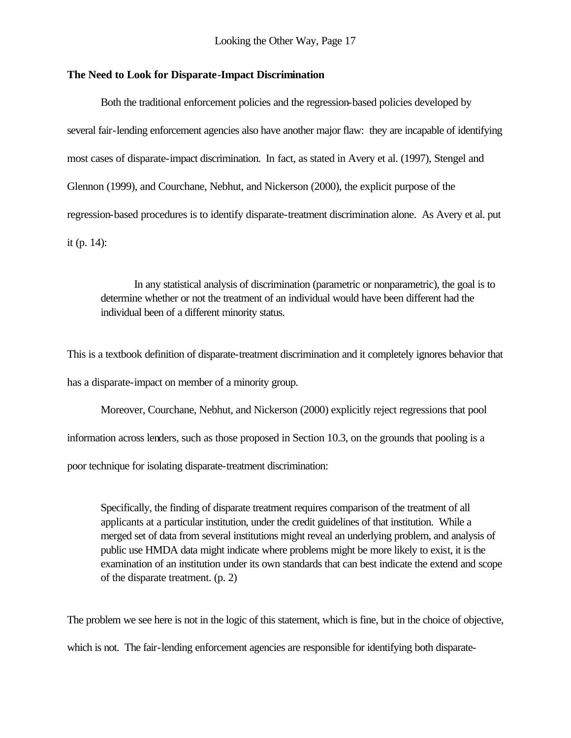**The Need to Look for Disparate-Impact Discrimination**

Both the traditional enforcement policies and the regression-based policies developed by several fair-lending enforcement agencies also have another major flaw: they are incapable of identifying most cases of disparate-impact discrimination. In fact, as stated in Avery et al. (1997), Stengel and Glennon (1999), and Courchane, Nebhut, and Nickerson (2000), the explicit purpose of the regression-based procedures is to identify disparate-treatment discrimination alone. As Avery et al. put it (p. 14):

> In any statistical analysis of discrimination (parametric or nonparametric), the goal is to determine whether or not the treatment of an individual would have been different had the individual been of a different minority status.

This is a textbook definition of disparate-treatment discrimination and it completely ignores behavior that has a disparate-impact on member of a minority group.

Moreover, Courchane, Nebhut, and Nickerson (2000) explicitly reject regressions that pool information across lenders, such as those proposed in Section 10.3, on the grounds that pooling is a poor technique for isolating disparate-treatment discrimination:

> Specifically, the finding of disparate treatment requires comparison of the treatment of all applicants at a particular institution, under the credit guidelines of that institution. While a merged set of data from several institutions might reveal an underlying problem, and analysis of public use HMDA data might indicate where problems might be more likely to exist, it is the examination of an institution under its own standards that can best indicate the extend and scope of the disparate treatment. (p. 2)

The problem we see here is not in the logic of this statement, which is fine, but in the choice of objective, which is not. The fair-lending enforcement agencies are responsible for identifying both disparate-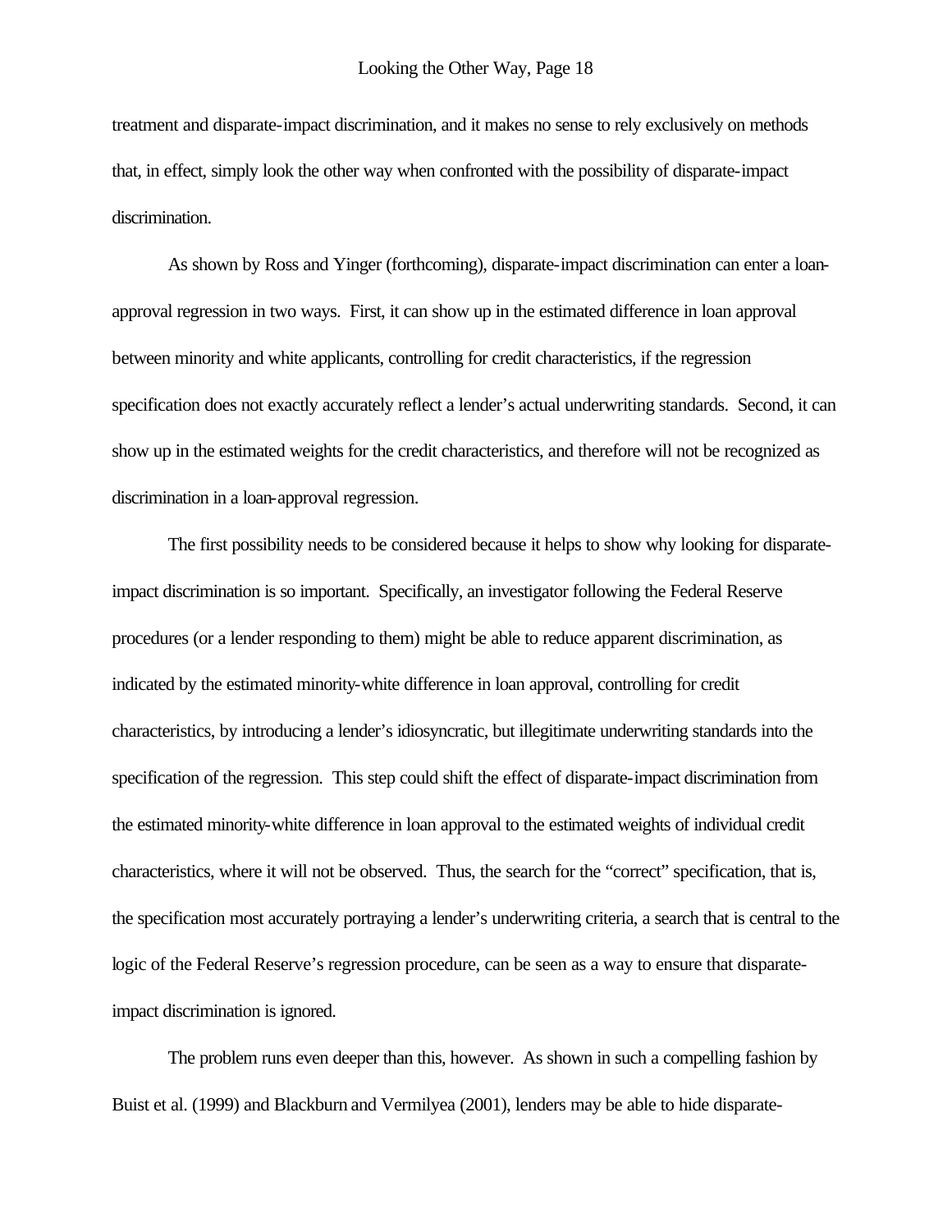treatment and disparate-impact discrimination, and it makes no sense to rely exclusively on methods that, in effect, simply look the other way when confronted with the possibility of disparate-impact discrimination.

As shown by Ross and Yinger (forthcoming), disparate-impact discrimination can enter a loan-approval regression in two ways. First, it can show up in the estimated difference in loan approval between minority and white applicants, controlling for credit characteristics, if the regression specification does not exactly accurately reflect a lender's actual underwriting standards. Second, it can show up in the estimated weights for the credit characteristics, and therefore will not be recognized as discrimination in a loan-approval regression.

The first possibility needs to be considered because it helps to show why looking for disparate-impact discrimination is so important. Specifically, an investigator following the Federal Reserve procedures (or a lender responding to them) might be able to reduce apparent discrimination, as indicated by the estimated minority-white difference in loan approval, controlling for credit characteristics, by introducing a lender's idiosyncratic, but illegitimate underwriting standards into the specification of the regression. This step could shift the effect of disparate-impact discrimination from the estimated minority-white difference in loan approval to the estimated weights of individual credit characteristics, where it will not be observed. Thus, the search for the "correct" specification, that is, the specification most accurately portraying a lender's underwriting criteria, a search that is central to the logic of the Federal Reserve's regression procedure, can be seen as a way to ensure that disparate-impact discrimination is ignored.

The problem runs even deeper than this, however. As shown in such a compelling fashion by Buist et al. (1999) and Blackburn and Vermilyea (2001), lenders may be able to hide disparate-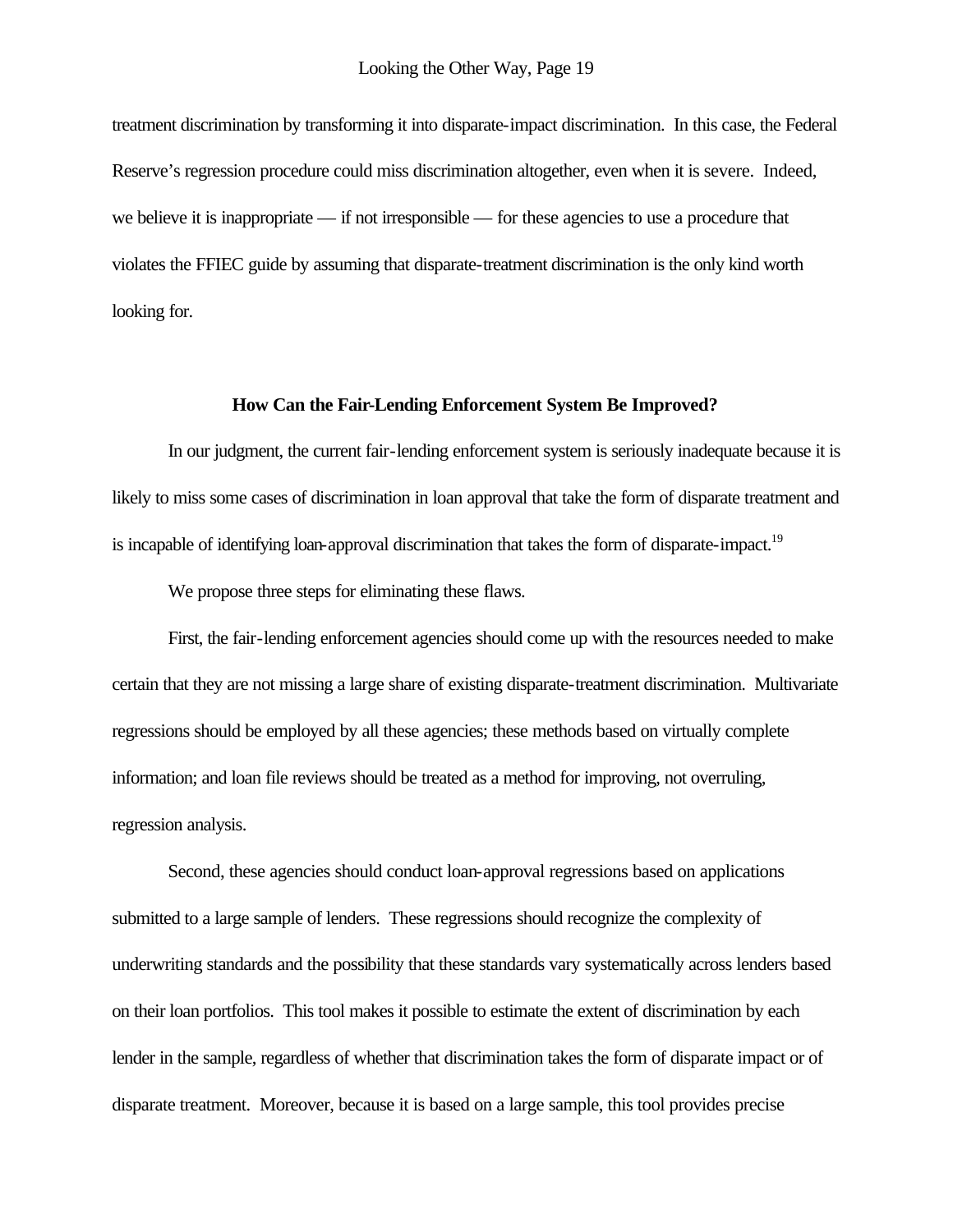treatment discrimination by transforming it into disparate-impact discrimination. In this case, the Federal Reserve's regression procedure could miss discrimination altogether, even when it is severe. Indeed, we believe it is inappropriate — if not irresponsible — for these agencies to use a procedure that violates the FFIEC guide by assuming that disparate-treatment discrimination is the only kind worth looking for.

### How Can the Fair-Lending Enforcement System Be Improved?

In our judgment, the current fair-lending enforcement system is seriously inadequate because it is likely to miss some cases of discrimination in loan approval that take the form of disparate treatment and is incapable of identifying loan-approval discrimination that takes the form of disparate-impact.[19]

We propose three steps for eliminating these flaws.

First, the fair-lending enforcement agencies should come up with the resources needed to make certain that they are not missing a large share of existing disparate-treatment discrimination. Multivariate regressions should be employed by all these agencies; these methods based on virtually complete information; and loan file reviews should be treated as a method for improving, not overruling, regression analysis.

Second, these agencies should conduct loan-approval regressions based on applications submitted to a large sample of lenders. These regressions should recognize the complexity of underwriting standards and the possibility that these standards vary systematically across lenders based on their loan portfolios. This tool makes it possible to estimate the extent of discrimination by each lender in the sample, regardless of whether that discrimination takes the form of disparate impact or of disparate treatment. Moreover, because it is based on a large sample, this tool provides precise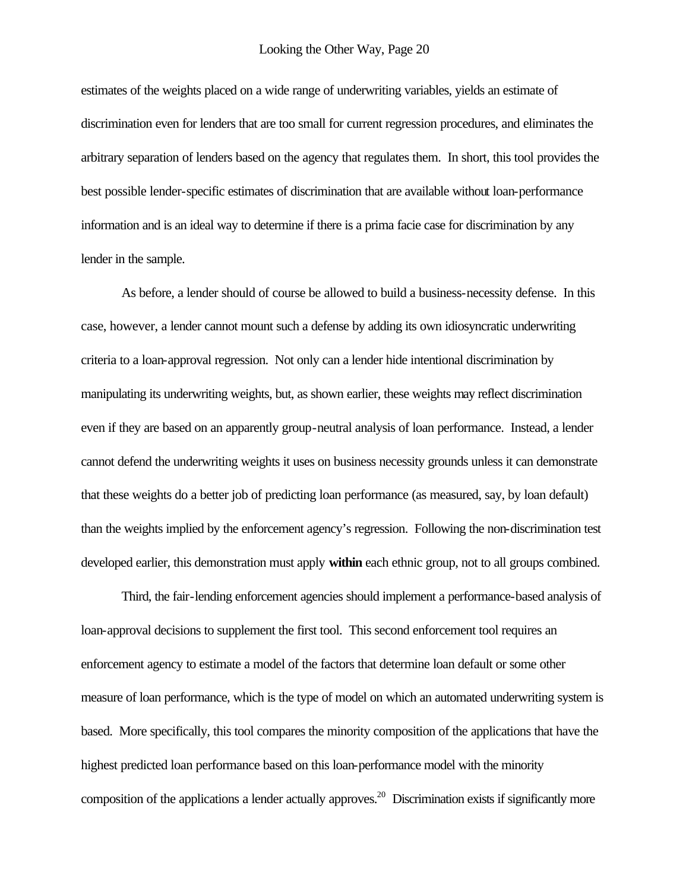estimates of the weights placed on a wide range of underwriting variables, yields an estimate of discrimination even for lenders that are too small for current regression procedures, and eliminates the arbitrary separation of lenders based on the agency that regulates them. In short, this tool provides the best possible lender-specific estimates of discrimination that are available without loan-performance information and is an ideal way to determine if there is a prima facie case for discrimination by any lender in the sample.

As before, a lender should of course be allowed to build a business-necessity defense. In this case, however, a lender cannot mount such a defense by adding its own idiosyncratic underwriting criteria to a loan-approval regression. Not only can a lender hide intentional discrimination by manipulating its underwriting weights, but, as shown earlier, these weights may reflect discrimination even if they are based on an apparently group-neutral analysis of loan performance. Instead, a lender cannot defend the underwriting weights it uses on business necessity grounds unless it can demonstrate that these weights do a better job of predicting loan performance (as measured, say, by loan default) than the weights implied by the enforcement agency's regression. Following the non-discrimination test developed earlier, this demonstration must apply **within** each ethnic group, not to all groups combined.

Third, the fair-lending enforcement agencies should implement a performance-based analysis of loan-approval decisions to supplement the first tool. This second enforcement tool requires an enforcement agency to estimate a model of the factors that determine loan default or some other measure of loan performance, which is the type of model on which an automated underwriting system is based. More specifically, this tool compares the minority composition of the applications that have the highest predicted loan performance based on this loan-performance model with the minority composition of the applications a lender actually approves.[20] Discrimination exists if significantly more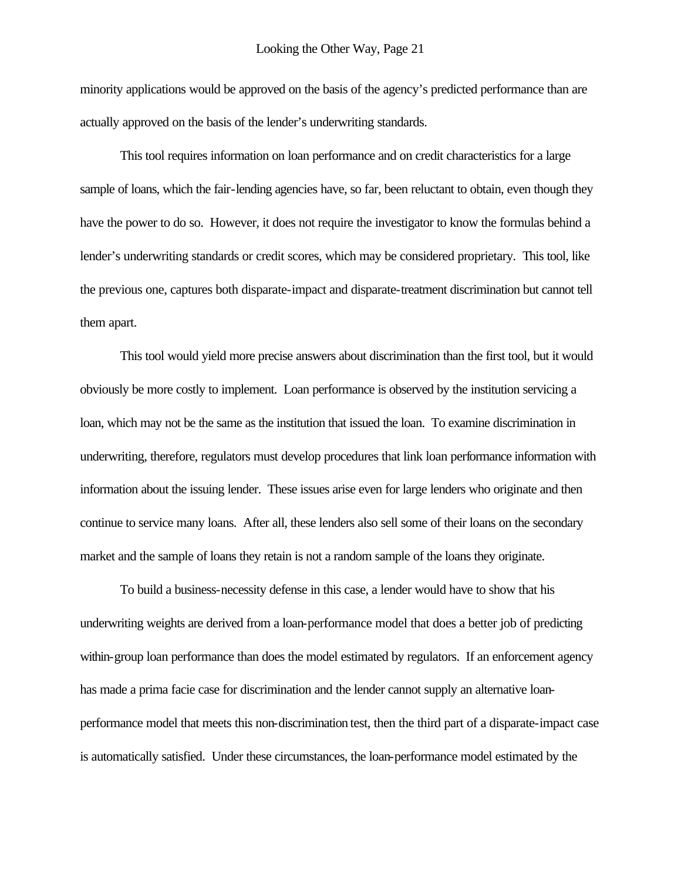minority applications would be approved on the basis of the agency's predicted performance than are actually approved on the basis of the lender's underwriting standards.

This tool requires information on loan performance and on credit characteristics for a large sample of loans, which the fair-lending agencies have, so far, been reluctant to obtain, even though they have the power to do so. However, it does not require the investigator to know the formulas behind a lender's underwriting standards or credit scores, which may be considered proprietary. This tool, like the previous one, captures both disparate-impact and disparate-treatment discrimination but cannot tell them apart.

This tool would yield more precise answers about discrimination than the first tool, but it would obviously be more costly to implement. Loan performance is observed by the institution servicing a loan, which may not be the same as the institution that issued the loan. To examine discrimination in underwriting, therefore, regulators must develop procedures that link loan performance information with information about the issuing lender. These issues arise even for large lenders who originate and then continue to service many loans. After all, these lenders also sell some of their loans on the secondary market and the sample of loans they retain is not a random sample of the loans they originate.

To build a business-necessity defense in this case, a lender would have to show that his underwriting weights are derived from a loan-performance model that does a better job of predicting within-group loan performance than does the model estimated by regulators. If an enforcement agency has made a prima facie case for discrimination and the lender cannot supply an alternative loan-performance model that meets this non-discrimination test, then the third part of a disparate-impact case is automatically satisfied. Under these circumstances, the loan-performance model estimated by the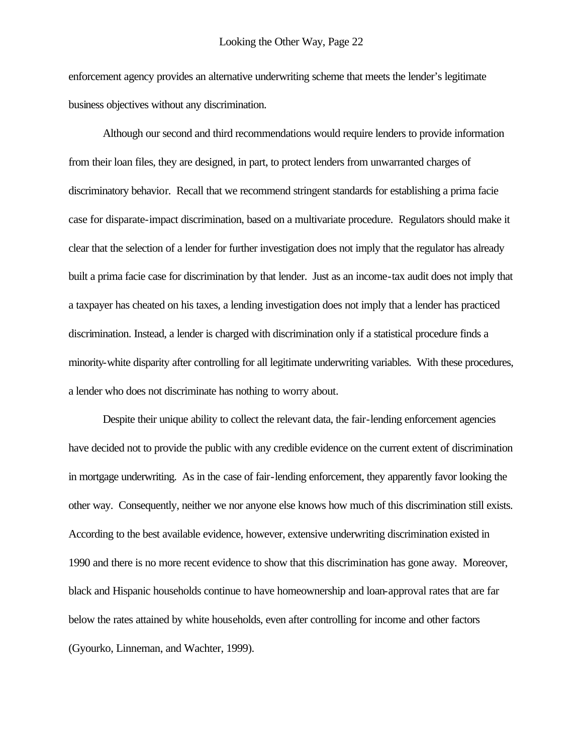enforcement agency provides an alternative underwriting scheme that meets the lender's legitimate business objectives without any discrimination.

Although our second and third recommendations would require lenders to provide information from their loan files, they are designed, in part, to protect lenders from unwarranted charges of discriminatory behavior. Recall that we recommend stringent standards for establishing a prima facie case for disparate-impact discrimination, based on a multivariate procedure. Regulators should make it clear that the selection of a lender for further investigation does not imply that the regulator has already built a prima facie case for discrimination by that lender. Just as an income-tax audit does not imply that a taxpayer has cheated on his taxes, a lending investigation does not imply that a lender has practiced discrimination. Instead, a lender is charged with discrimination only if a statistical procedure finds a minority-white disparity after controlling for all legitimate underwriting variables. With these procedures, a lender who does not discriminate has nothing to worry about.

Despite their unique ability to collect the relevant data, the fair-lending enforcement agencies have decided not to provide the public with any credible evidence on the current extent of discrimination in mortgage underwriting. As in the case of fair-lending enforcement, they apparently favor looking the other way. Consequently, neither we nor anyone else knows how much of this discrimination still exists. According to the best available evidence, however, extensive underwriting discrimination existed in 1990 and there is no more recent evidence to show that this discrimination has gone away. Moreover, black and Hispanic households continue to have homeownership and loan-approval rates that are far below the rates attained by white households, even after controlling for income and other factors (Gyourko, Linneman, and Wachter, 1999).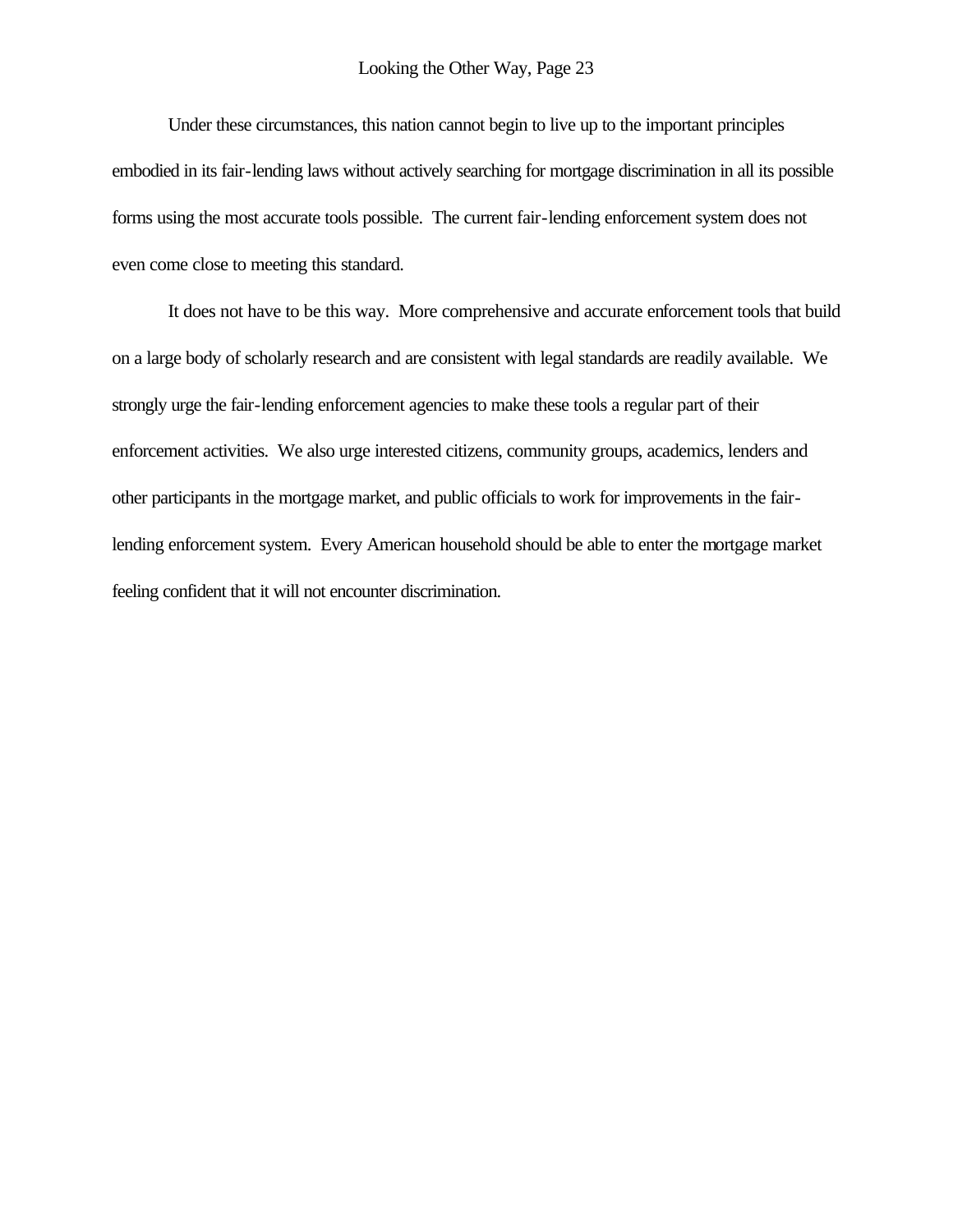Under these circumstances, this nation cannot begin to live up to the important principles embodied in its fair-lending laws without actively searching for mortgage discrimination in all its possible forms using the most accurate tools possible. The current fair-lending enforcement system does not even come close to meeting this standard.

It does not have to be this way. More comprehensive and accurate enforcement tools that build on a large body of scholarly research and are consistent with legal standards are readily available. We strongly urge the fair-lending enforcement agencies to make these tools a regular part of their enforcement activities. We also urge interested citizens, community groups, academics, lenders and other participants in the mortgage market, and public officials to work for improvements in the fair-lending enforcement system. Every American household should be able to enter the mortgage market feeling confident that it will not encounter discrimination.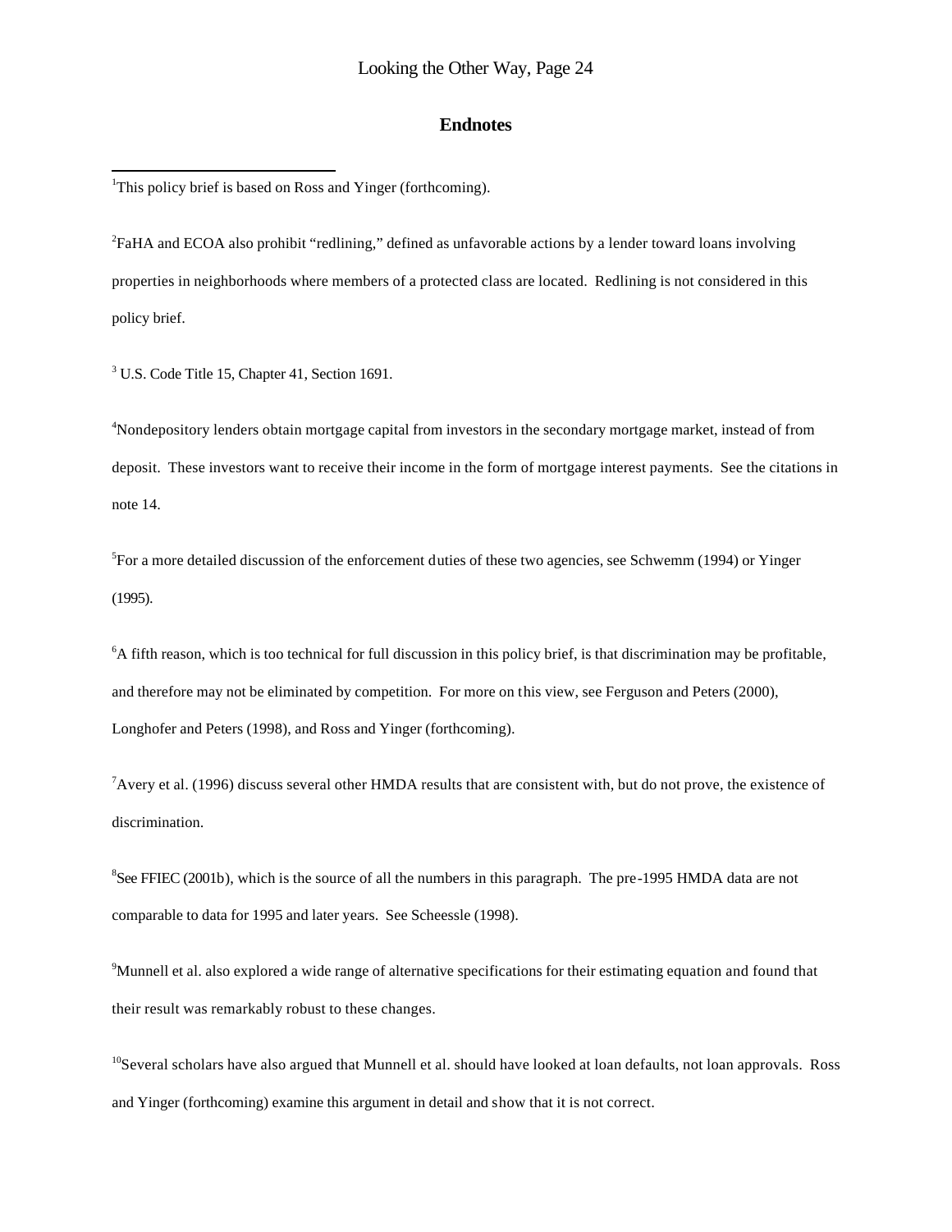## Endnotes

[1]This policy brief is based on Ross and Yinger (forthcoming).

[2]FaHA and ECOA also prohibit "redlining," defined as unfavorable actions by a lender toward loans involving properties in neighborhoods where members of a protected class are located. Redlining is not considered in this policy brief.

[3] U.S. Code Title 15, Chapter 41, Section 1691.

[4]Nondepository lenders obtain mortgage capital from investors in the secondary mortgage market, instead of from deposit. These investors want to receive their income in the form of mortgage interest payments. See the citations in note 14.

[5]For a more detailed discussion of the enforcement duties of these two agencies, see Schwemm (1994) or Yinger (1995).

[6]A fifth reason, which is too technical for full discussion in this policy brief, is that discrimination may be profitable, and therefore may not be eliminated by competition. For more on this view, see Ferguson and Peters (2000), Longhofer and Peters (1998), and Ross and Yinger (forthcoming).

[7]Avery et al. (1996) discuss several other HMDA results that are consistent with, but do not prove, the existence of discrimination.

[8]See FFIEC (2001b), which is the source of all the numbers in this paragraph. The pre-1995 HMDA data are not comparable to data for 1995 and later years. See Scheessle (1998).

[9]Munnell et al. also explored a wide range of alternative specifications for their estimating equation and found that their result was remarkably robust to these changes.

[10]Several scholars have also argued that Munnell et al. should have looked at loan defaults, not loan approvals. Ross and Yinger (forthcoming) examine this argument in detail and show that it is not correct.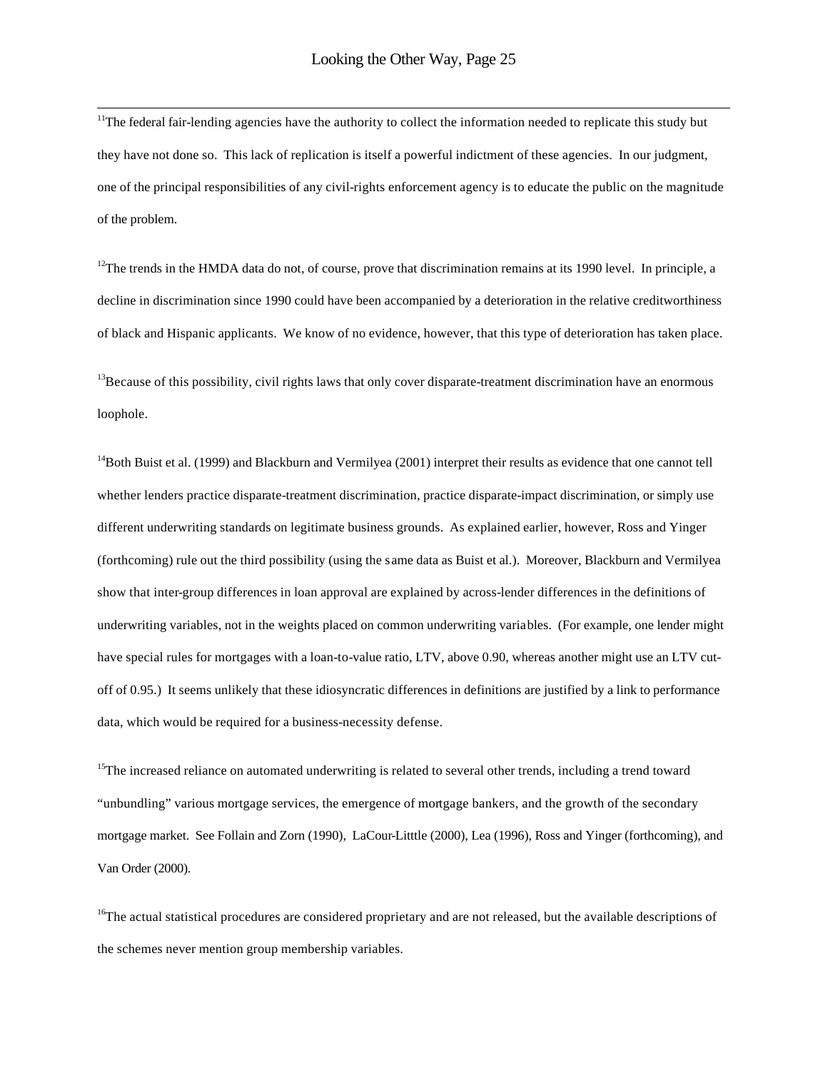[11]The federal fair-lending agencies have the authority to collect the information needed to replicate this study but they have not done so. This lack of replication is itself a powerful indictment of these agencies. In our judgment, one of the principal responsibilities of any civil-rights enforcement agency is to educate the public on the magnitude of the problem.

[12]The trends in the HMDA data do not, of course, prove that discrimination remains at its 1990 level. In principle, a decline in discrimination since 1990 could have been accompanied by a deterioration in the relative creditworthiness of black and Hispanic applicants. We know of no evidence, however, that this type of deterioration has taken place.

[13]Because of this possibility, civil rights laws that only cover disparate-treatment discrimination have an enormous loophole.

[14]Both Buist et al. (1999) and Blackburn and Vermilyea (2001) interpret their results as evidence that one cannot tell whether lenders practice disparate-treatment discrimination, practice disparate-impact discrimination, or simply use different underwriting standards on legitimate business grounds. As explained earlier, however, Ross and Yinger (forthcoming) rule out the third possibility (using the same data as Buist et al.). Moreover, Blackburn and Vermilyea show that inter-group differences in loan approval are explained by across-lender differences in the definitions of underwriting variables, not in the weights placed on common underwriting variables. (For example, one lender might have special rules for mortgages with a loan-to-value ratio, LTV, above 0.90, whereas another might use an LTV cut-off of 0.95.) It seems unlikely that these idiosyncratic differences in definitions are justified by a link to performance data, which would be required for a business-necessity defense.

[15]The increased reliance on automated underwriting is related to several other trends, including a trend toward "unbundling" various mortgage services, the emergence of mortgage bankers, and the growth of the secondary mortgage market. See Follain and Zorn (1990), LaCour-Litttle (2000), Lea (1996), Ross and Yinger (forthcoming), and Van Order (2000).

[16]The actual statistical procedures are considered proprietary and are not released, but the available descriptions of the schemes never mention group membership variables.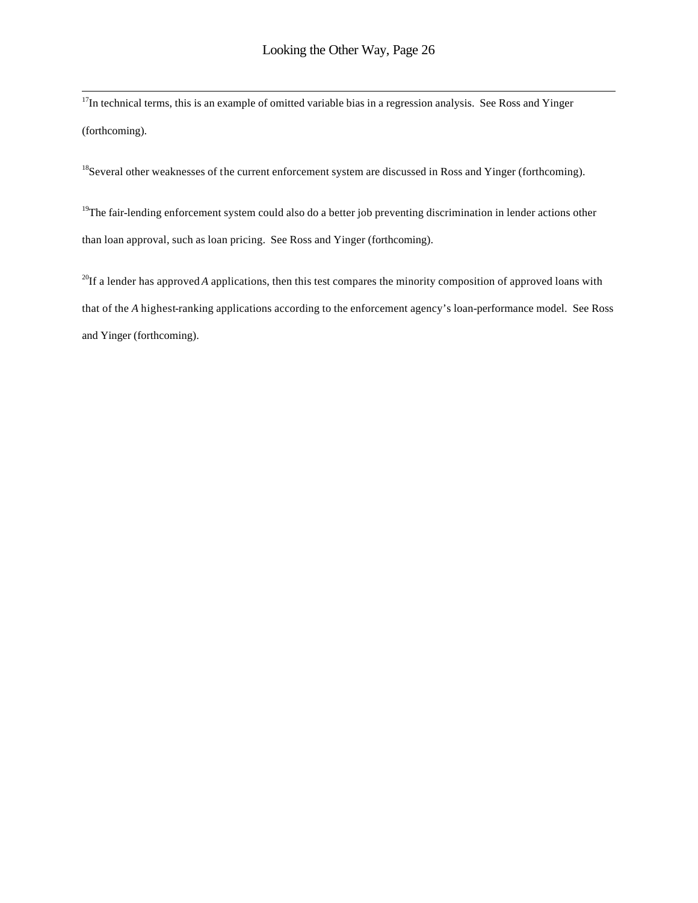[17]In technical terms, this is an example of omitted variable bias in a regression analysis. See Ross and Yinger (forthcoming).

[18]Several other weaknesses of the current enforcement system are discussed in Ross and Yinger (forthcoming).

[19]The fair-lending enforcement system could also do a better job preventing discrimination in lender actions other than loan approval, such as loan pricing. See Ross and Yinger (forthcoming).

[20]If a lender has approved $A$ applications, then this test compares the minority composition of approved loans with that of the $A$ highest-ranking applications according to the enforcement agency's loan-performance model. See Ross and Yinger (forthcoming).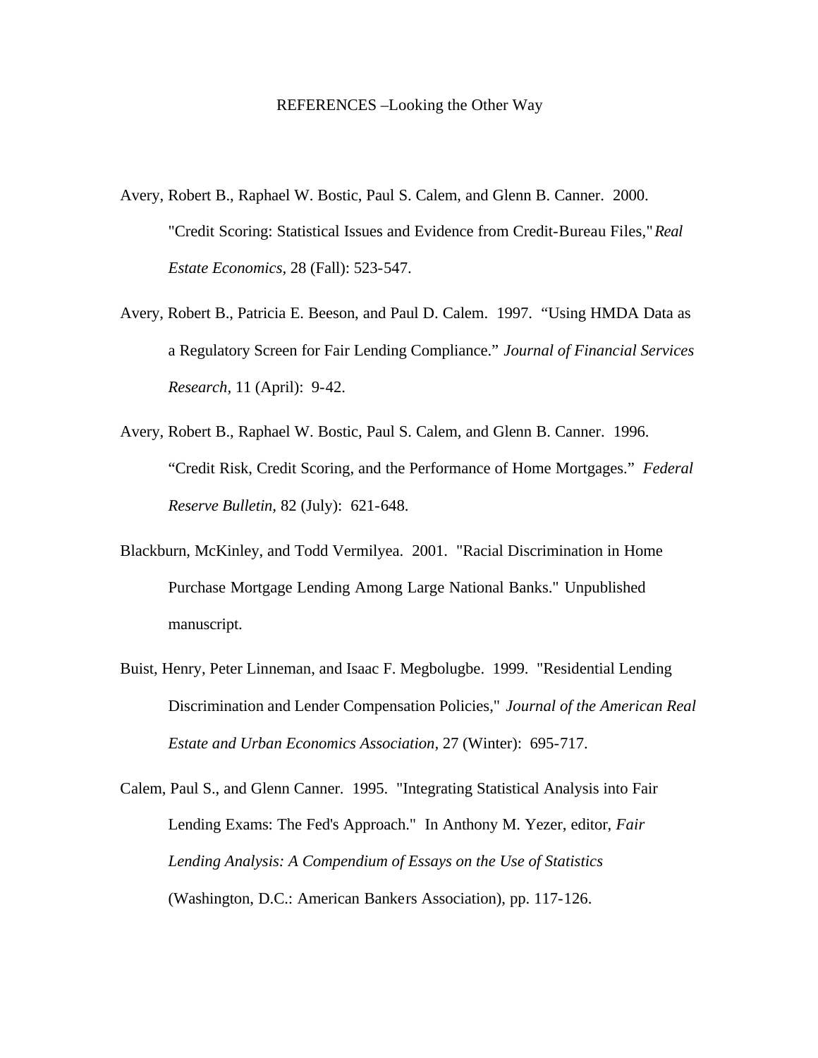# REFERENCES –Looking the Other Way

Avery, Robert B., Raphael W. Bostic, Paul S. Calem, and Glenn B. Canner. 2000. "Credit Scoring: Statistical Issues and Evidence from Credit-Bureau Files," *Real Estate Economics*, 28 (Fall): 523-547.

Avery, Robert B., Patricia E. Beeson, and Paul D. Calem. 1997. "Using HMDA Data as a Regulatory Screen for Fair Lending Compliance." *Journal of Financial Services Research*, 11 (April): 9-42.

Avery, Robert B., Raphael W. Bostic, Paul S. Calem, and Glenn B. Canner. 1996. "Credit Risk, Credit Scoring, and the Performance of Home Mortgages." *Federal Reserve Bulletin*, 82 (July): 621-648.

Blackburn, McKinley, and Todd Vermilyea. 2001. "Racial Discrimination in Home Purchase Mortgage Lending Among Large National Banks." Unpublished manuscript.

Buist, Henry, Peter Linneman, and Isaac F. Megbolugbe. 1999. "Residential Lending Discrimination and Lender Compensation Policies," *Journal of the American Real Estate and Urban Economics Association*, 27 (Winter): 695-717.

Calem, Paul S., and Glenn Canner. 1995. "Integrating Statistical Analysis into Fair Lending Exams: The Fed's Approach." In Anthony M. Yezer, editor, *Fair Lending Analysis: A Compendium of Essays on the Use of Statistics* (Washington, D.C.: American Bankers Association), pp. 117-126.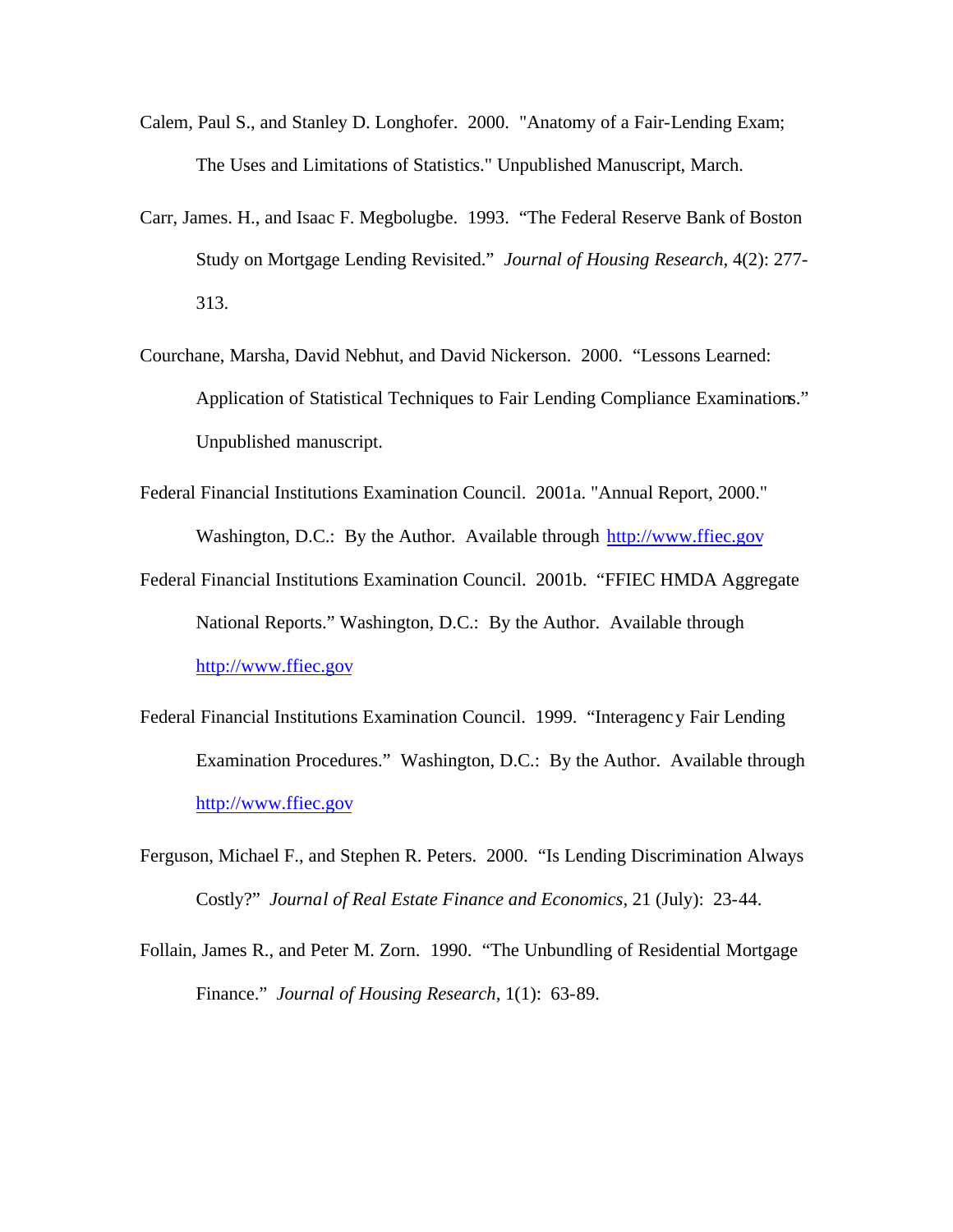Calem, Paul S., and Stanley D. Longhofer. 2000. "Anatomy of a Fair-Lending Exam; The Uses and Limitations of Statistics." Unpublished Manuscript, March.

Carr, James. H., and Isaac F. Megbolugbe. 1993. "The Federal Reserve Bank of Boston Study on Mortgage Lending Revisited." *Journal of Housing Research*, 4(2): 277-313.

Courchane, Marsha, David Nebhut, and David Nickerson. 2000. "Lessons Learned: Application of Statistical Techniques to Fair Lending Compliance Examinations." Unpublished manuscript.

Federal Financial Institutions Examination Council. 2001a. "Annual Report, 2000." Washington, D.C.: By the Author. Available through http://www.ffiec.gov

Federal Financial Institutions Examination Council. 2001b. "FFIEC HMDA Aggregate National Reports." Washington, D.C.: By the Author. Available through http://www.ffiec.gov

Federal Financial Institutions Examination Council. 1999. "Interagency Fair Lending Examination Procedures." Washington, D.C.: By the Author. Available through http://www.ffiec.gov

Ferguson, Michael F., and Stephen R. Peters. 2000. "Is Lending Discrimination Always Costly?" *Journal of Real Estate Finance and Economics*, 21 (July): 23-44.

Follain, James R., and Peter M. Zorn. 1990. "The Unbundling of Residential Mortgage Finance." *Journal of Housing Research*, 1(1): 63-89.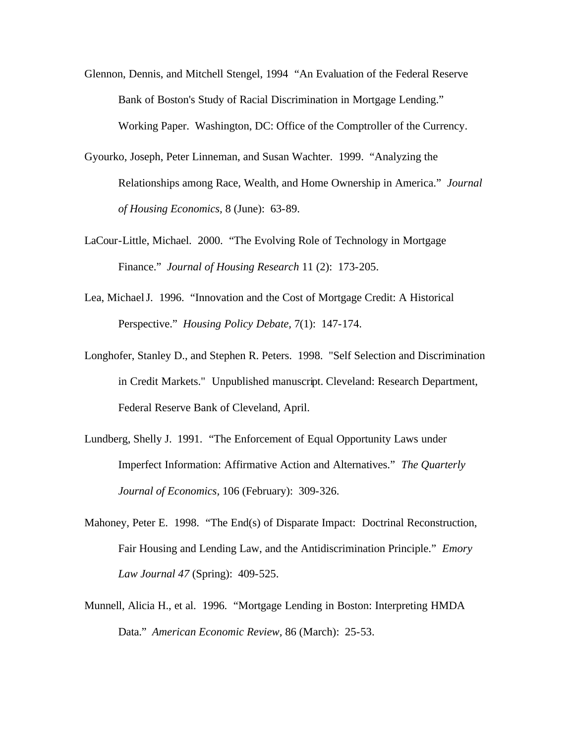Glennon, Dennis, and Mitchell Stengel, 1994 "An Evaluation of the Federal Reserve Bank of Boston's Study of Racial Discrimination in Mortgage Lending." Working Paper. Washington, DC: Office of the Comptroller of the Currency.

Gyourko, Joseph, Peter Linneman, and Susan Wachter. 1999. "Analyzing the Relationships among Race, Wealth, and Home Ownership in America." *Journal of Housing Economics*, 8 (June): 63-89.

LaCour-Little, Michael. 2000. "The Evolving Role of Technology in Mortgage Finance." *Journal of Housing Research* 11 (2): 173-205.

Lea, Michael J. 1996. "Innovation and the Cost of Mortgage Credit: A Historical Perspective." *Housing Policy Debate*, 7(1): 147-174.

Longhofer, Stanley D., and Stephen R. Peters. 1998. "Self Selection and Discrimination in Credit Markets." Unpublished manuscript. Cleveland: Research Department, Federal Reserve Bank of Cleveland, April.

Lundberg, Shelly J. 1991. "The Enforcement of Equal Opportunity Laws under Imperfect Information: Affirmative Action and Alternatives." *The Quarterly Journal of Economics*, 106 (February): 309-326.

Mahoney, Peter E. 1998. "The End(s) of Disparate Impact: Doctrinal Reconstruction, Fair Housing and Lending Law, and the Antidiscrimination Principle." *Emory Law Journal 47* (Spring): 409-525.

Munnell, Alicia H., et al. 1996. "Mortgage Lending in Boston: Interpreting HMDA Data." *American Economic Review*, 86 (March): 25-53.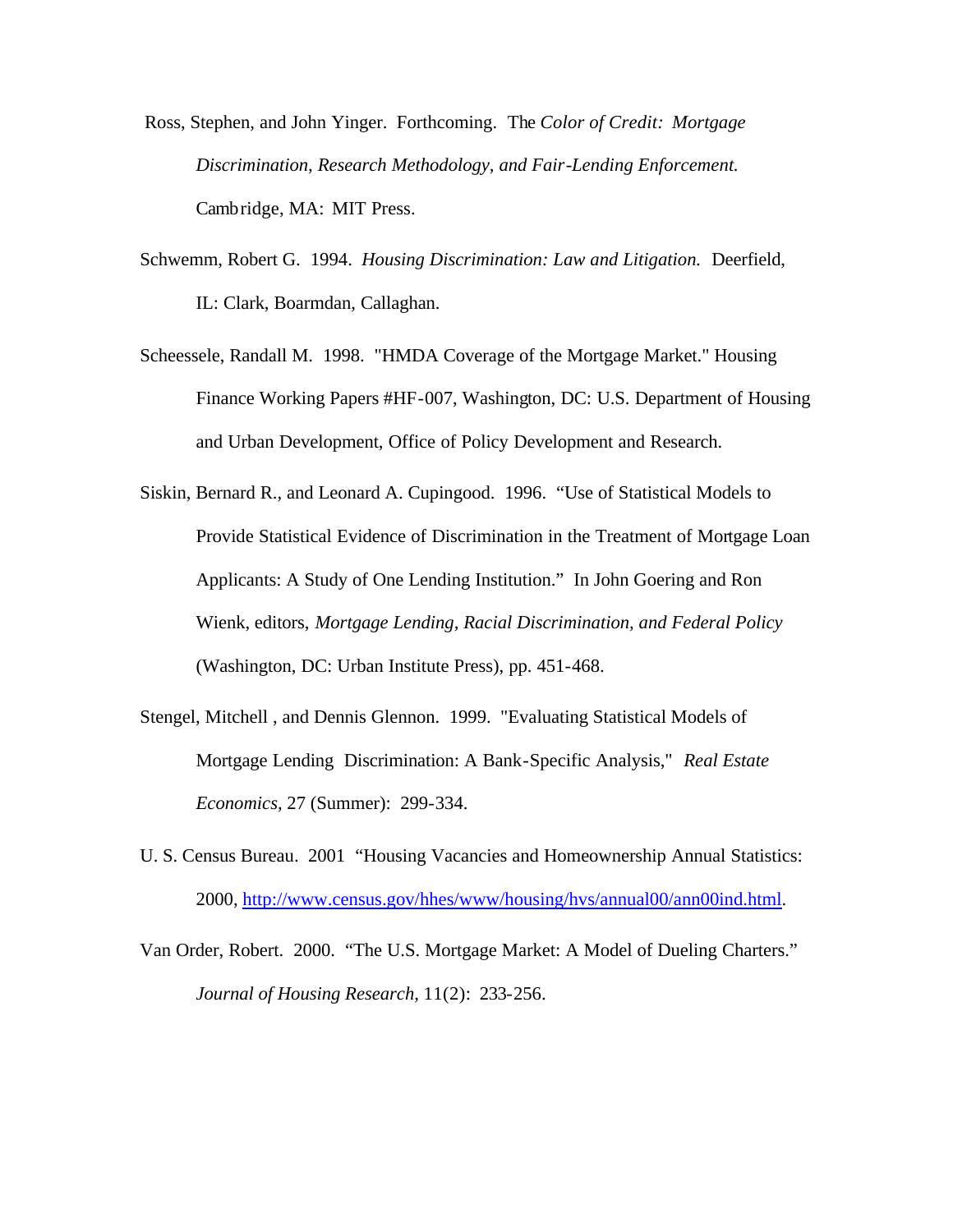Ross, Stephen, and John Yinger. Forthcoming. The *Color of Credit: Mortgage Discrimination, Research Methodology, and Fair-Lending Enforcement.* Cambridge, MA: MIT Press.

Schwemm, Robert G. 1994. *Housing Discrimination: Law and Litigation.* Deerfield, IL: Clark, Boarmdan, Callaghan.

Scheessele, Randall M. 1998. "HMDA Coverage of the Mortgage Market." Housing Finance Working Papers #HF-007, Washington, DC: U.S. Department of Housing and Urban Development, Office of Policy Development and Research.

Siskin, Bernard R., and Leonard A. Cupingood. 1996. "Use of Statistical Models to Provide Statistical Evidence of Discrimination in the Treatment of Mortgage Loan Applicants: A Study of One Lending Institution." In John Goering and Ron Wienk, editors, *Mortgage Lending, Racial Discrimination, and Federal Policy* (Washington, DC: Urban Institute Press), pp. 451-468.

Stengel, Mitchell , and Dennis Glennon. 1999. "Evaluating Statistical Models of Mortgage Lending Discrimination: A Bank-Specific Analysis," *Real Estate Economics,* 27 (Summer): 299-334.

U. S. Census Bureau. 2001 "Housing Vacancies and Homeownership Annual Statistics: 2000, http://www.census.gov/hhes/www/housing/hvs/annual00/ann00ind.html.

Van Order, Robert. 2000. "The U.S. Mortgage Market: A Model of Dueling Charters." *Journal of Housing Research,* 11(2): 233-256.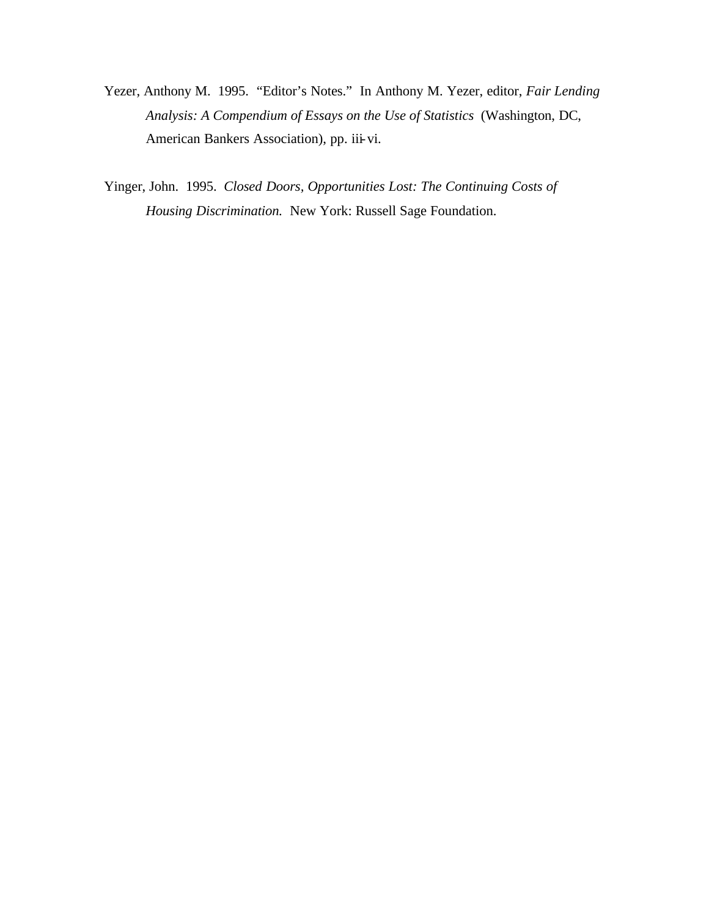Yezer, Anthony M. 1995. "Editor's Notes." In Anthony M. Yezer, editor, *Fair Lending Analysis: A Compendium of Essays on the Use of Statistics* (Washington, DC, American Bankers Association), pp. iii-vi.

Yinger, John. 1995. *Closed Doors, Opportunities Lost: The Continuing Costs of Housing Discrimination.* New York: Russell Sage Foundation.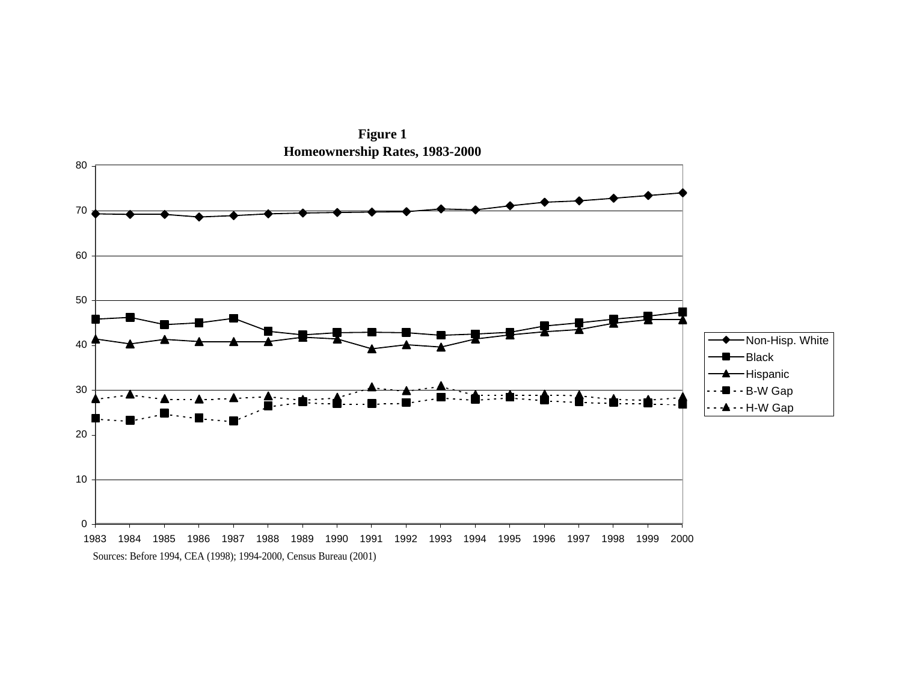**Figure 1**
**Homeownership Rates, 1983-2000**

Sources: Before 1994, CEA (1998); 1994-2000, Census Bureau (2001)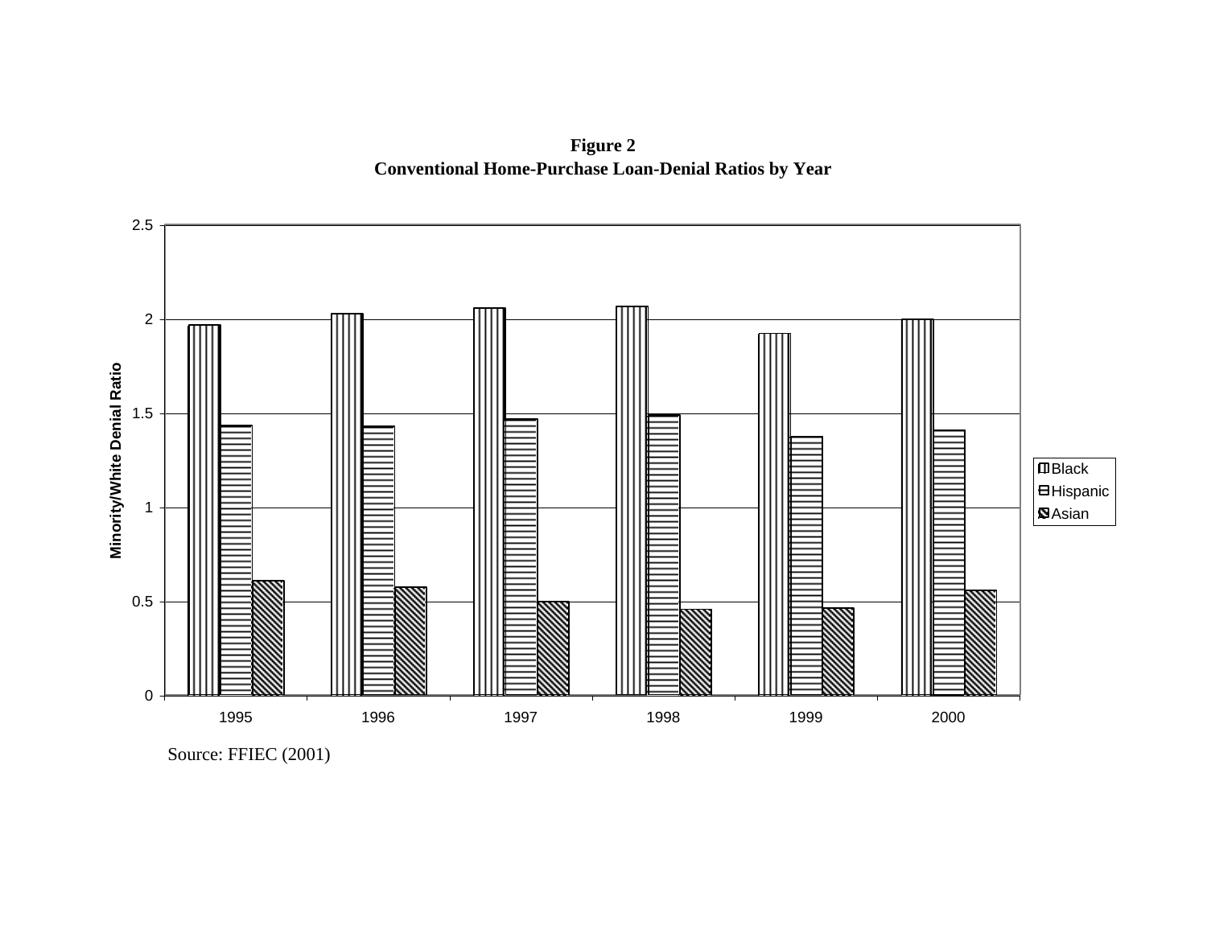**Figure 2**
**Conventional Home-Purchase Loan-Denial Ratios by Year**

Minority/White Denial Ratio

2.5
2
1.5
1
0.5
0

1995
1996
1997
1998
1999
2000

Black
Hispanic
Asian

Source: FFIEC (2001)